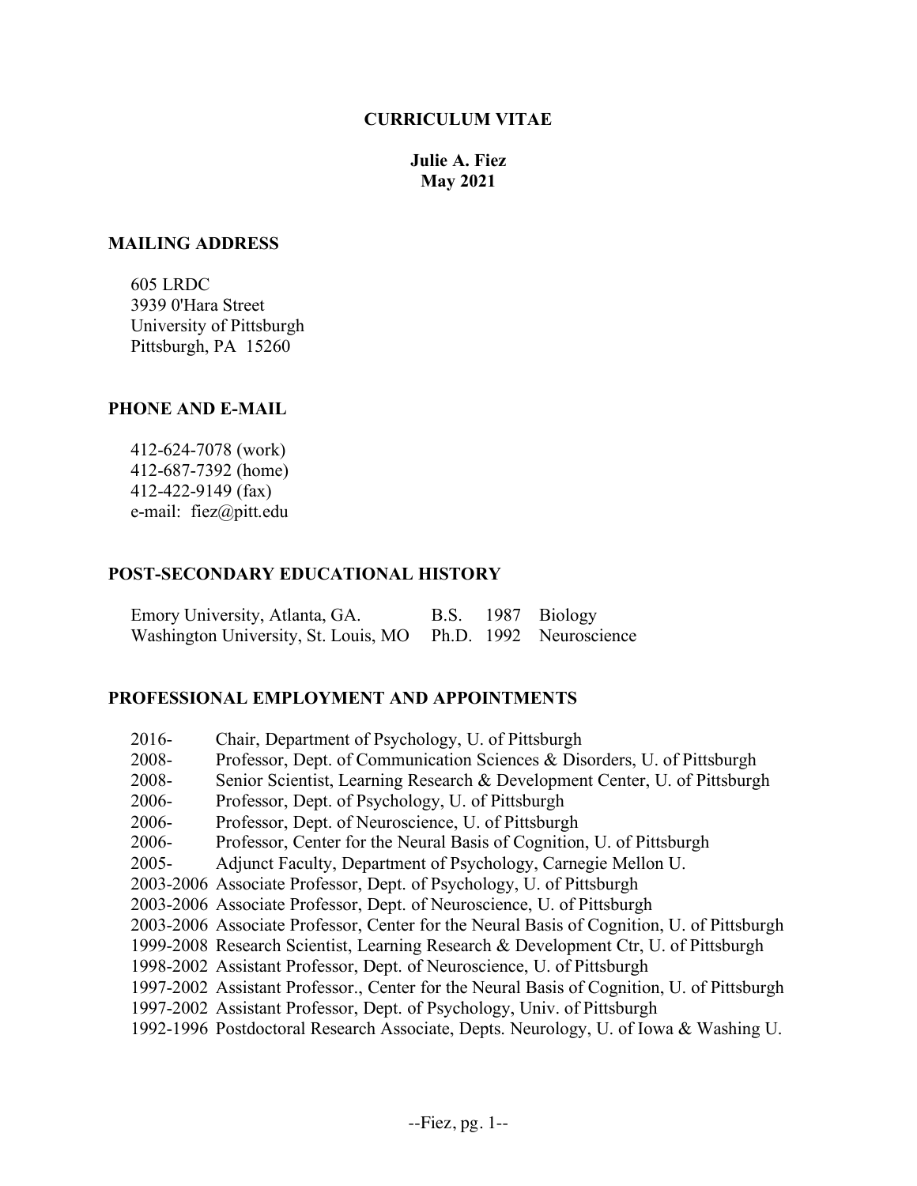# CURRICULUM VITAE

**Julie A. Fiez**
**May 2021**

## MAILING ADDRESS

605 LRDC
3939 0'Hara Street
University of Pittsburgh
Pittsburgh, PA 15260

## PHONE AND E-MAIL

412-624-7078 (work)
412-687-7392 (home)
412-422-9149 (fax)
e-mail: fiez@pitt.edu

## POST-SECONDARY EDUCATIONAL HISTORY

| | | | |
|---|---|---|---|
| Emory University, Atlanta, GA. | B.S. | 1987 | Biology |
| Washington University, St. Louis, MO | Ph.D. | 1992 | Neuroscience |

## PROFESSIONAL EMPLOYMENT AND APPOINTMENTS

| | |
|---|---|
| 2016- | Chair, Department of Psychology, U. of Pittsburgh |
| 2008- | Professor, Dept. of Communication Sciences & Disorders, U. of Pittsburgh |
| 2008- | Senior Scientist, Learning Research & Development Center, U. of Pittsburgh |
| 2006- | Professor, Dept. of Psychology, U. of Pittsburgh |
| 2006- | Professor, Dept. of Neuroscience, U. of Pittsburgh |
| 2006- | Professor, Center for the Neural Basis of Cognition, U. of Pittsburgh |
| 2005- | Adjunct Faculty, Department of Psychology, Carnegie Mellon U. |
| 2003-2006 | Associate Professor, Dept. of Psychology, U. of Pittsburgh |
| 2003-2006 | Associate Professor, Dept. of Neuroscience, U. of Pittsburgh |
| 2003-2006 | Associate Professor, Center for the Neural Basis of Cognition, U. of Pittsburgh |
| 1999-2008 | Research Scientist, Learning Research & Development Ctr, U. of Pittsburgh |
| 1998-2002 | Assistant Professor, Dept. of Neuroscience, U. of Pittsburgh |
| 1997-2002 | Assistant Professor., Center for the Neural Basis of Cognition, U. of Pittsburgh |
| 1997-2002 | Assistant Professor, Dept. of Psychology, Univ. of Pittsburgh |
| 1992-1996 | Postdoctoral Research Associate, Depts. Neurology, U. of Iowa & Washing U. |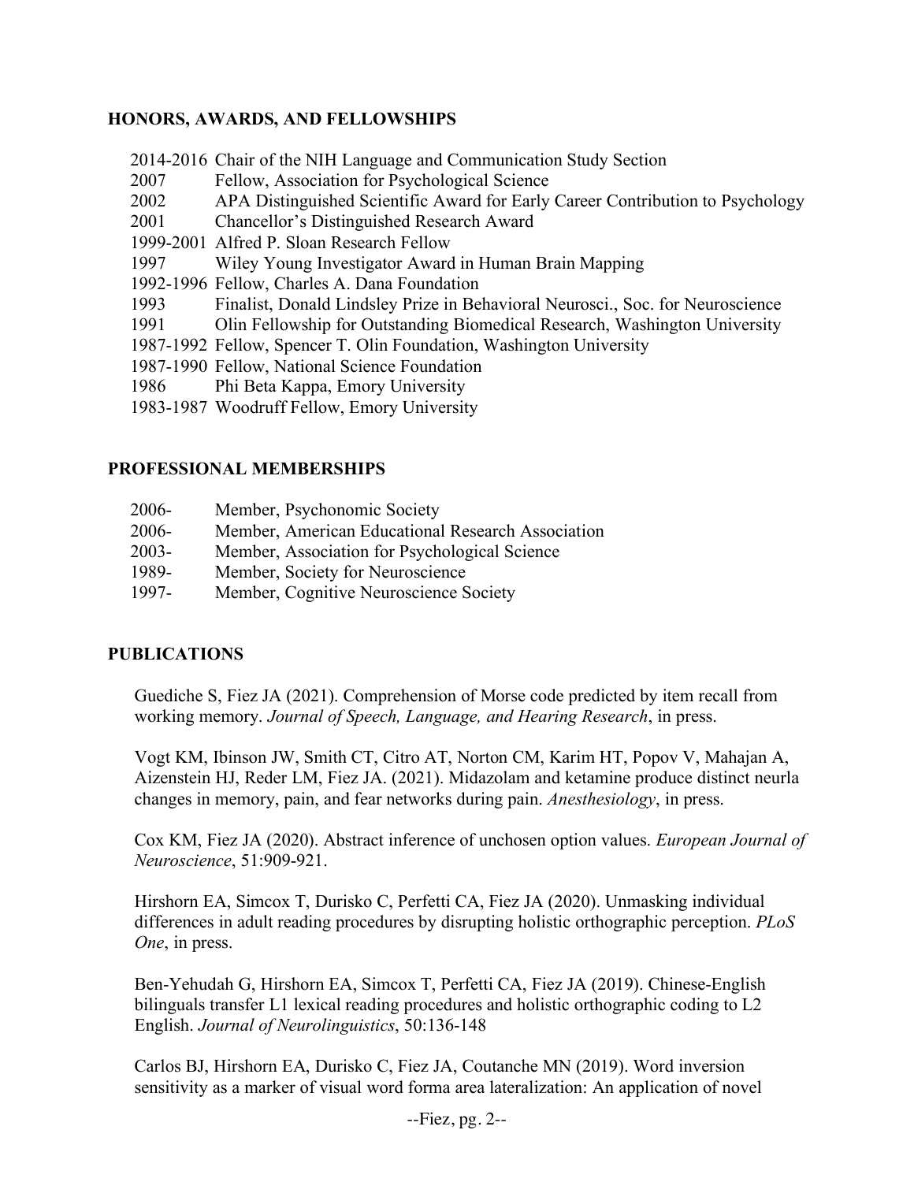## HONORS, AWARDS, AND FELLOWSHIPS

2014-2016 Chair of the NIH Language and Communication Study Section
2007 Fellow, Association for Psychological Science
2002 APA Distinguished Scientific Award for Early Career Contribution to Psychology
2001 Chancellor's Distinguished Research Award
1999-2001 Alfred P. Sloan Research Fellow
1997 Wiley Young Investigator Award in Human Brain Mapping
1992-1996 Fellow, Charles A. Dana Foundation
1993 Finalist, Donald Lindsley Prize in Behavioral Neurosci., Soc. for Neuroscience
1991 Olin Fellowship for Outstanding Biomedical Research, Washington University
1987-1992 Fellow, Spencer T. Olin Foundation, Washington University
1987-1990 Fellow, National Science Foundation
1986 Phi Beta Kappa, Emory University
1983-1987 Woodruff Fellow, Emory University

## PROFESSIONAL MEMBERSHIPS

2006- Member, Psychonomic Society
2006- Member, American Educational Research Association
2003- Member, Association for Psychological Science
1989- Member, Society for Neuroscience
1997- Member, Cognitive Neuroscience Society

## PUBLICATIONS

Guediche S, Fiez JA (2021). Comprehension of Morse code predicted by item recall from working memory. *Journal of Speech, Language, and Hearing Research*, in press.

Vogt KM, Ibinson JW, Smith CT, Citro AT, Norton CM, Karim HT, Popov V, Mahajan A, Aizenstein HJ, Reder LM, Fiez JA. (2021). Midazolam and ketamine produce distinct neurla changes in memory, pain, and fear networks during pain. *Anesthesiology*, in press.

Cox KM, Fiez JA (2020). Abstract inference of unchosen option values. *European Journal of Neuroscience*, 51:909-921.

Hirshorn EA, Simcox T, Durisko C, Perfetti CA, Fiez JA (2020). Unmasking individual differences in adult reading procedures by disrupting holistic orthographic perception. *PLoS One*, in press.

Ben-Yehudah G, Hirshorn EA, Simcox T, Perfetti CA, Fiez JA (2019). Chinese-English bilinguals transfer L1 lexical reading procedures and holistic orthographic coding to L2 English. *Journal of Neurolinguistics*, 50:136-148

Carlos BJ, Hirshorn EA, Durisko C, Fiez JA, Coutanche MN (2019). Word inversion sensitivity as a marker of visual word forma area lateralization: An application of novel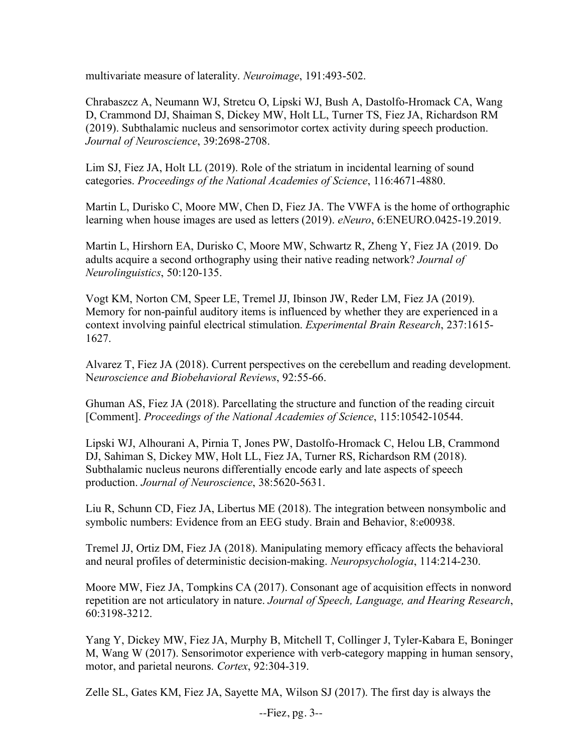multivariate measure of laterality. *Neuroimage*, 191:493-502.

Chrabaszcz A, Neumann WJ, Stretcu O, Lipski WJ, Bush A, Dastolfo-Hromack CA, Wang D, Crammond DJ, Shaiman S, Dickey MW, Holt LL, Turner TS, Fiez JA, Richardson RM (2019). Subthalamic nucleus and sensorimotor cortex activity during speech production. *Journal of Neuroscience*, 39:2698-2708.

Lim SJ, Fiez JA, Holt LL (2019). Role of the striatum in incidental learning of sound categories. *Proceedings of the National Academies of Science*, 116:4671-4880.

Martin L, Durisko C, Moore MW, Chen D, Fiez JA. The VWFA is the home of orthographic learning when house images are used as letters (2019). *eNeuro*, 6:ENEURO.0425-19.2019.

Martin L, Hirshorn EA, Durisko C, Moore MW, Schwartz R, Zheng Y, Fiez JA (2019. Do adults acquire a second orthography using their native reading network? *Journal of Neurolinguistics*, 50:120-135.

Vogt KM, Norton CM, Speer LE, Tremel JJ, Ibinson JW, Reder LM, Fiez JA (2019). Memory for non-painful auditory items is influenced by whether they are experienced in a context involving painful electrical stimulation. *Experimental Brain Research*, 237:1615-1627.

Alvarez T, Fiez JA (2018). Current perspectives on the cerebellum and reading development. N*euroscience and Biobehavioral Reviews*, 92:55-66.

Ghuman AS, Fiez JA (2018). Parcellating the structure and function of the reading circuit [Comment]. *Proceedings of the National Academies of Science*, 115:10542-10544.

Lipski WJ, Alhourani A, Pirnia T, Jones PW, Dastolfo-Hromack C, Helou LB, Crammond DJ, Sahiman S, Dickey MW, Holt LL, Fiez JA, Turner RS, Richardson RM (2018). Subthalamic nucleus neurons differentially encode early and late aspects of speech production. *Journal of Neuroscience*, 38:5620-5631.

Liu R, Schunn CD, Fiez JA, Libertus ME (2018). The integration between nonsymbolic and symbolic numbers: Evidence from an EEG study. Brain and Behavior, 8:e00938.

Tremel JJ, Ortiz DM, Fiez JA (2018). Manipulating memory efficacy affects the behavioral and neural profiles of deterministic decision-making. *Neuropsychologia*, 114:214-230.

Moore MW, Fiez JA, Tompkins CA (2017). Consonant age of acquisition effects in nonword repetition are not articulatory in nature. *Journal of Speech, Language, and Hearing Research*, 60:3198-3212.

Yang Y, Dickey MW, Fiez JA, Murphy B, Mitchell T, Collinger J, Tyler-Kabara E, Boninger M, Wang W (2017). Sensorimotor experience with verb-category mapping in human sensory, motor, and parietal neurons. *Cortex*, 92:304-319.

Zelle SL, Gates KM, Fiez JA, Sayette MA, Wilson SJ (2017). The first day is always the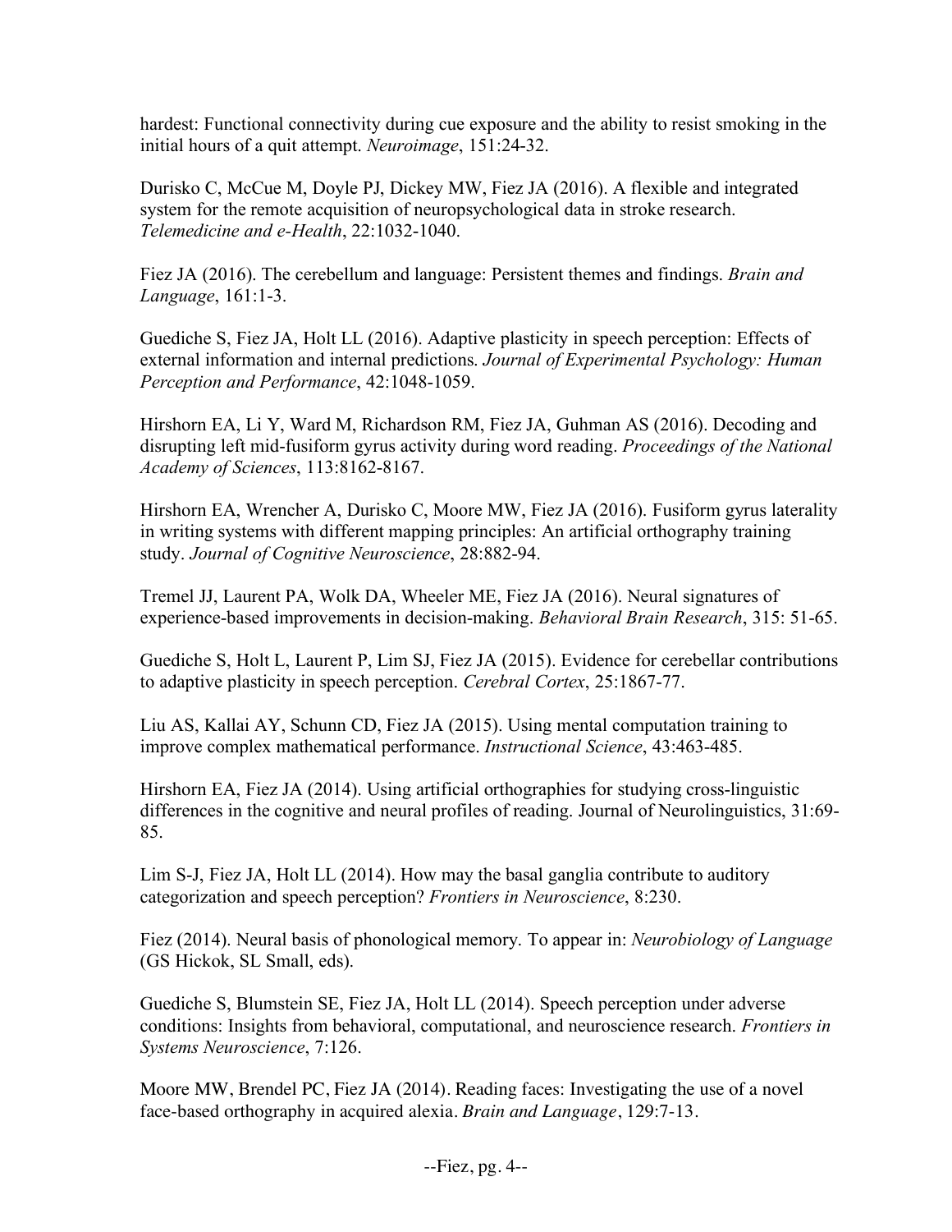hardest: Functional connectivity during cue exposure and the ability to resist smoking in the initial hours of a quit attempt. *Neuroimage*, 151:24-32.

Durisko C, McCue M, Doyle PJ, Dickey MW, Fiez JA (2016). A flexible and integrated system for the remote acquisition of neuropsychological data in stroke research. *Telemedicine and e-Health*, 22:1032-1040.

Fiez JA (2016). The cerebellum and language: Persistent themes and findings. *Brain and Language*, 161:1-3.

Guediche S, Fiez JA, Holt LL (2016). Adaptive plasticity in speech perception: Effects of external information and internal predictions. *Journal of Experimental Psychology: Human Perception and Performance*, 42:1048-1059.

Hirshorn EA, Li Y, Ward M, Richardson RM, Fiez JA, Guhman AS (2016). Decoding and disrupting left mid-fusiform gyrus activity during word reading. *Proceedings of the National Academy of Sciences*, 113:8162-8167.

Hirshorn EA, Wrencher A, Durisko C, Moore MW, Fiez JA (2016). Fusiform gyrus laterality in writing systems with different mapping principles: An artificial orthography training study. *Journal of Cognitive Neuroscience*, 28:882-94.

Tremel JJ, Laurent PA, Wolk DA, Wheeler ME, Fiez JA (2016). Neural signatures of experience-based improvements in decision-making. *Behavioral Brain Research*, 315: 51-65.

Guediche S, Holt L, Laurent P, Lim SJ, Fiez JA (2015). Evidence for cerebellar contributions to adaptive plasticity in speech perception. *Cerebral Cortex*, 25:1867-77.

Liu AS, Kallai AY, Schunn CD, Fiez JA (2015). Using mental computation training to improve complex mathematical performance. *Instructional Science*, 43:463-485.

Hirshorn EA, Fiez JA (2014). Using artificial orthographies for studying cross-linguitic differences in the cognitive and neural profiles of reading. Journal of Neurolinguistics, 31:69-85.

Lim S-J, Fiez JA, Holt LL (2014). How may the basal ganglia contribute to auditory categorization and speech perception? *Frontiers in Neuroscience*, 8:230.

Fiez (2014). Neural basis of phonological memory. To appear in: *Neurobiology of Language* (GS Hickok, SL Small, eds).

Guediche S, Blumstein SE, Fiez JA, Holt LL (2014). Speech perception under adverse conditions: Insights from behavioral, computational, and neuroscience research. *Frontiers in Systems Neuroscience*, 7:126.

Moore MW, Brendel PC, Fiez JA (2014). Reading faces: Investigating the use of a novel face-based orthography in acquired alexia. *Brain and Language*, 129:7-13.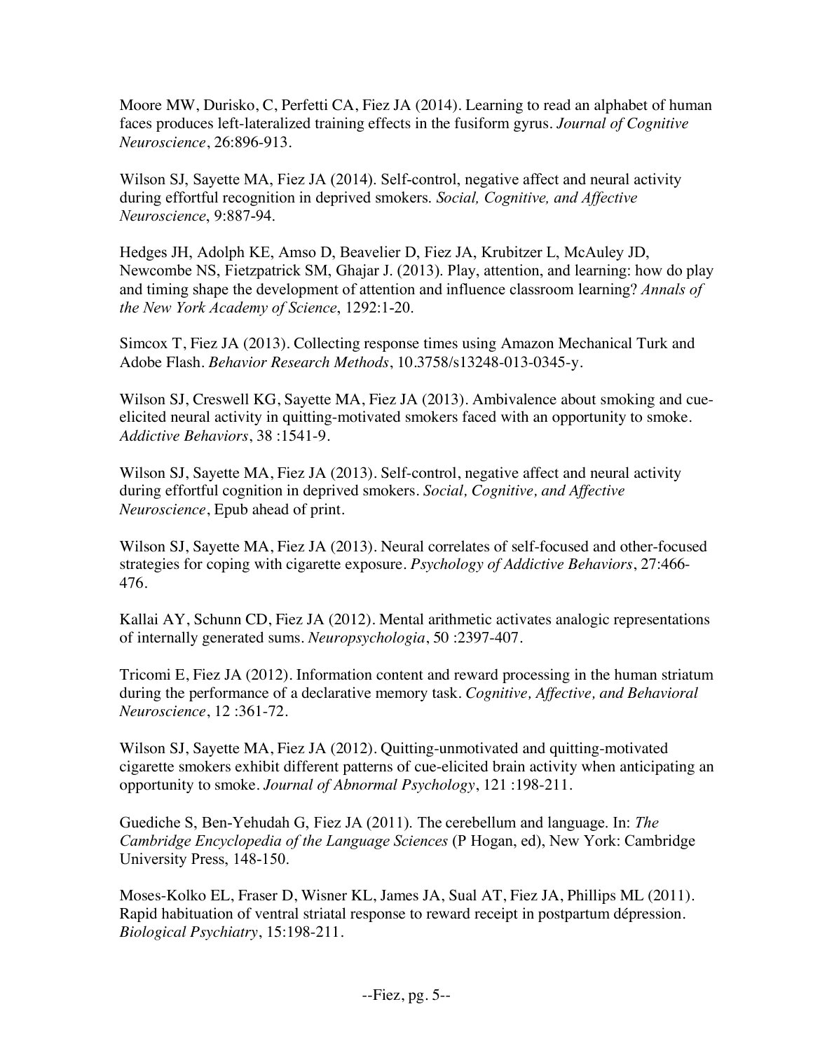Moore MW, Durisko, C, Perfetti CA, Fiez JA (2014). Learning to read an alphabet of human faces produces left-lateralized training effects in the fusiform gyrus. *Journal of Cognitive Neuroscience*, 26:896-913.

Wilson SJ, Sayette MA, Fiez JA (2014). Self-control, negative affect and neural activity during effortful recognition in deprived smokers. *Social, Cognitive, and Affective Neuroscience*, 9:887-94.

Hedges JH, Adolph KE, Amso D, Beavelier D, Fiez JA, Krubitzer L, McAuley JD, Newcombe NS, Fietzpatrick SM, Ghajar J. (2013). Play, attention, and learning: how do play and timing shape the development of attention and influence classroom learning? *Annals of the New York Academy of Science*, 1292:1-20.

Simcox T, Fiez JA (2013). Collecting response times using Amazon Mechanical Turk and Adobe Flash. *Behavior Research Methods*, 10.3758/s13248-013-0345-y.

Wilson SJ, Creswell KG, Sayette MA, Fiez JA (2013). Ambivalence about smoking and cue-elicited neural activity in quitting-motivated smokers faced with an opportunity to smoke. *Addictive Behaviors*, 38 :1541-9.

Wilson SJ, Sayette MA, Fiez JA (2013). Self-control, negative affect and neural activity during effortful cognition in deprived smokers. *Social, Cognitive, and Affective Neuroscience*, Epub ahead of print.

Wilson SJ, Sayette MA, Fiez JA (2013). Neural correlates of self-focused and other-focused strategies for coping with cigarette exposure. *Psychology of Addictive Behaviors*, 27:466-476.

Kallai AY, Schunn CD, Fiez JA (2012). Mental arithmetic activates analogic representations of internally generated sums. *Neuropsychologia*, 50 :2397-407.

Tricomi E, Fiez JA (2012). Information content and reward processing in the human striatum during the performance of a declarative memory task. *Cognitive, Affective, and Behavioral Neuroscience*, 12 :361-72.

Wilson SJ, Sayette MA, Fiez JA (2012). Quitting-unmotivated and quitting-motivated cigarette smokers exhibit different patterns of cue-elicited brain activity when anticipating an opportunity to smoke. *Journal of Abnormal Psychology*, 121 :198-211.

Guediche S, Ben-Yehudah G, Fiez JA (2011). The cerebellum and language. In: *The Cambridge Encyclopedia of the Language Sciences* (P Hogan, ed), New York: Cambridge University Press, 148-150.

Moses-Kolko EL, Fraser D, Wisner KL, James JA, Sual AT, Fiez JA, Phillips ML (2011). Rapid habituation of ventral striatal response to reward receipt in postpartum dépression. *Biological Psychiatry*, 15:198-211.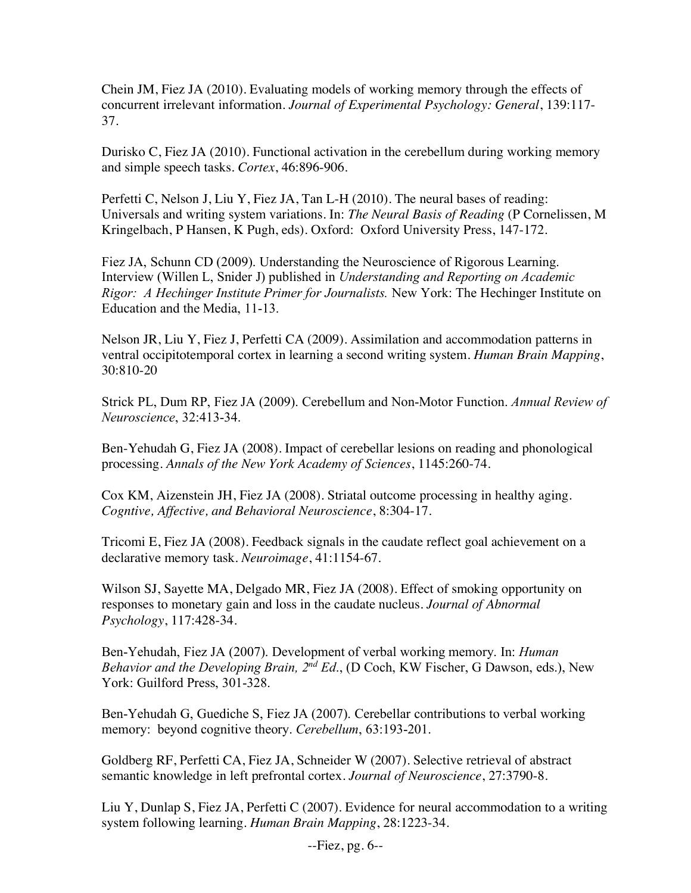Chein JM, Fiez JA (2010). Evaluating models of working memory through the effects of concurrent irrelevant information. *Journal of Experimental Psychology: General*, 139:117-37.

Durisko C, Fiez JA (2010). Functional activation in the cerebellum during working memory and simple speech tasks. *Cortex*, 46:896-906.

Perfetti C, Nelson J, Liu Y, Fiez JA, Tan L-H (2010). The neural bases of reading: Universals and writing system variations. In: *The Neural Basis of Reading* (P Cornelissen, M Kringelbach, P Hansen, K Pugh, eds). Oxford: Oxford University Press, 147-172.

Fiez JA, Schunn CD (2009). Understanding the Neuroscience of Rigorous Learning. Interview (Willen L, Snider J) published in *Understanding and Reporting on Academic Rigor: A Hechinger Institute Primer for Journalists.* New York: The Hechinger Institute on Education and the Media, 11-13.

Nelson JR, Liu Y, Fiez J, Perfetti CA (2009). Assimilation and accommodation patterns in ventral occipitotemporal cortex in learning a second writing system. *Human Brain Mapping*, 30:810-20

Strick PL, Dum RP, Fiez JA (2009). Cerebellum and Non-Motor Function. *Annual Review of Neuroscience*, 32:413-34.

Ben-Yehudah G, Fiez JA (2008). Impact of cerebellar lesions on reading and phonological processing. *Annals of the New York Academy of Sciences*, 1145:260-74.

Cox KM, Aizenstein JH, Fiez JA (2008). Striatal outcome processing in healthy aging. *Cogntive, Affective, and Behavioral Neuroscience*, 8:304-17.

Tricomi E, Fiez JA (2008). Feedback signals in the caudate reflect goal achievement on a declarative memory task. *Neuroimage*, 41:1154-67.

Wilson SJ, Sayette MA, Delgado MR, Fiez JA (2008). Effect of smoking opportunity on responses to monetary gain and loss in the caudate nucleus. *Journal of Abnormal Psychology*, 117:428-34.

Ben-Yehudah, Fiez JA (2007). Development of verbal working memory. In: *Human Behavior and the Developing Brain, 2nd Ed.*, (D Coch, KW Fischer, G Dawson, eds.), New York: Guilford Press, 301-328.

Ben-Yehudah G, Guediche S, Fiez JA (2007). Cerebellar contributions to verbal working memory: beyond cognitive theory. *Cerebellum*, 63:193-201.

Goldberg RF, Perfetti CA, Fiez JA, Schneider W (2007). Selective retrieval of abstract semantic knowledge in left prefrontal cortex. *Journal of Neuroscience*, 27:3790-8.

Liu Y, Dunlap S, Fiez JA, Perfetti C (2007). Evidence for neural accommodation to a writing system following learning. *Human Brain Mapping*, 28:1223-34.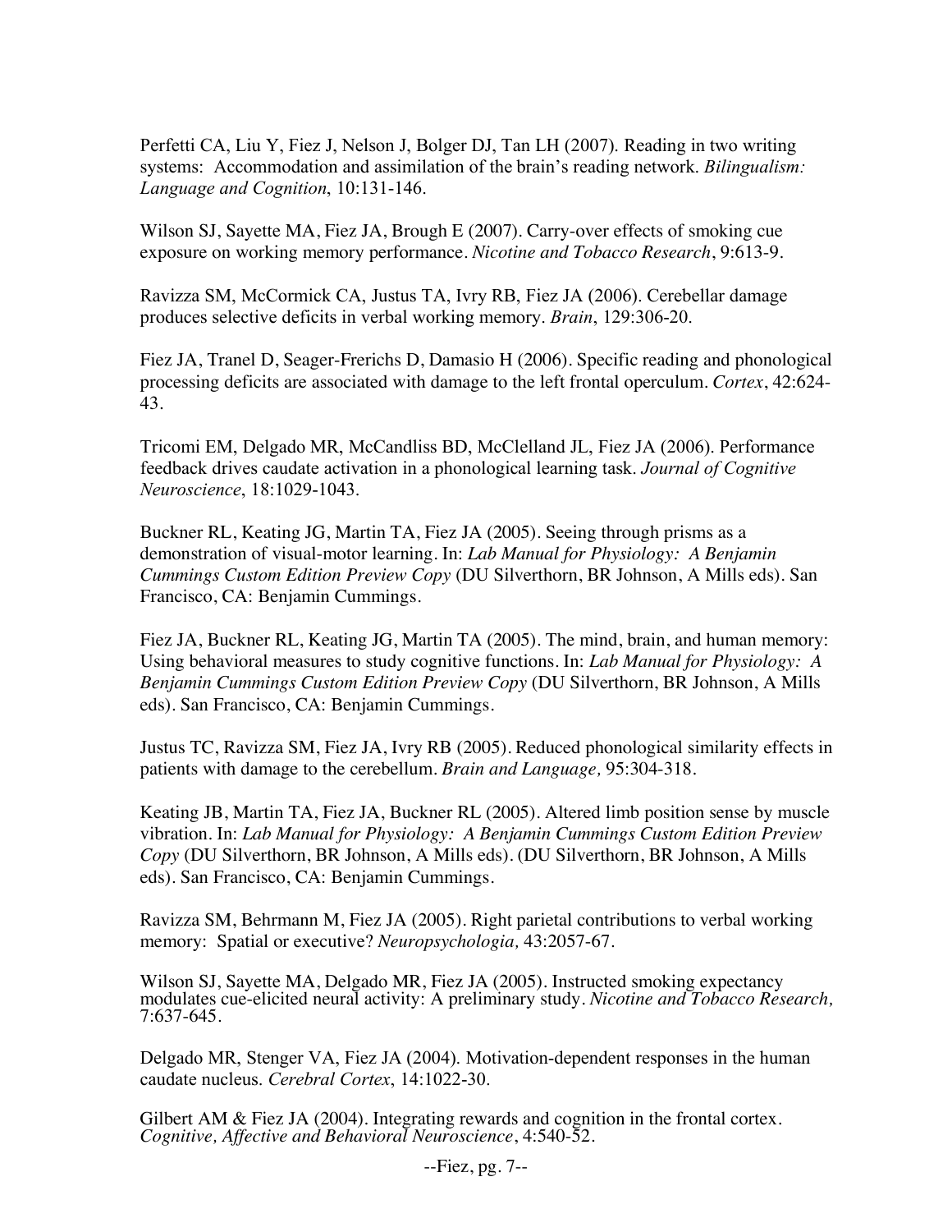Perfetti CA, Liu Y, Fiez J, Nelson J, Bolger DJ, Tan LH (2007). Reading in two writing systems: Accommodation and assimilation of the brain's reading network. *Bilingualism: Language and Cognition*, 10:131-146.

Wilson SJ, Sayette MA, Fiez JA, Brough E (2007). Carry-over effects of smoking cue exposure on working memory performance. *Nicotine and Tobacco Research*, 9:613-9.

Ravizza SM, McCormick CA, Justus TA, Ivry RB, Fiez JA (2006). Cerebellar damage produces selective deficits in verbal working memory. *Brain*, 129:306-20.

Fiez JA, Tranel D, Seager-Frerichs D, Damasio H (2006). Specific reading and phonological processing deficits are associated with damage to the left frontal operculum. *Cortex*, 42:624-43.

Tricomi EM, Delgado MR, McCandliss BD, McClelland JL, Fiez JA (2006). Performance feedback drives caudate activation in a phonological learning task. *Journal of Cognitive Neuroscience*, 18:1029-1043.

Buckner RL, Keating JG, Martin TA, Fiez JA (2005). Seeing through prisms as a demonstration of visual-motor learning. In: *Lab Manual for Physiology: A Benjamin Cummings Custom Edition Preview Copy* (DU Silverthorn, BR Johnson, A Mills eds). San Francisco, CA: Benjamin Cummings.

Fiez JA, Buckner RL, Keating JG, Martin TA (2005). The mind, brain, and human memory: Using behavioral measures to study cognitive functions. In: *Lab Manual for Physiology: A Benjamin Cummings Custom Edition Preview Copy* (DU Silverthorn, BR Johnson, A Mills eds). San Francisco, CA: Benjamin Cummings.

Justus TC, Ravizza SM, Fiez JA, Ivry RB (2005). Reduced phonological similarity effects in patients with damage to the cerebellum. *Brain and Language,* 95:304-318.

Keating JB, Martin TA, Fiez JA, Buckner RL (2005). Altered limb position sense by muscle vibration. In: *Lab Manual for Physiology: A Benjamin Cummings Custom Edition Preview Copy* (DU Silverthorn, BR Johnson, A Mills eds). (DU Silverthorn, BR Johnson, A Mills eds). San Francisco, CA: Benjamin Cummings.

Ravizza SM, Behrmann M, Fiez JA (2005). Right parietal contributions to verbal working memory: Spatial or executive? *Neuropsychologia,* 43:2057-67.

Wilson SJ, Sayette MA, Delgado MR, Fiez JA (2005). Instructed smoking expectancy modulates cue-elicited neural activity: A preliminary study. *Nicotine and Tobacco Research,* 7:637-645.

Delgado MR, Stenger VA, Fiez JA (2004). Motivation-dependent responses in the human caudate nucleus. *Cerebral Cortex*, 14:1022-30.

Gilbert AM & Fiez JA (2004). Integrating rewards and cognition in the frontal cortex. *Cognitive, Affective and Behavioral Neuroscience*, 4:540-52.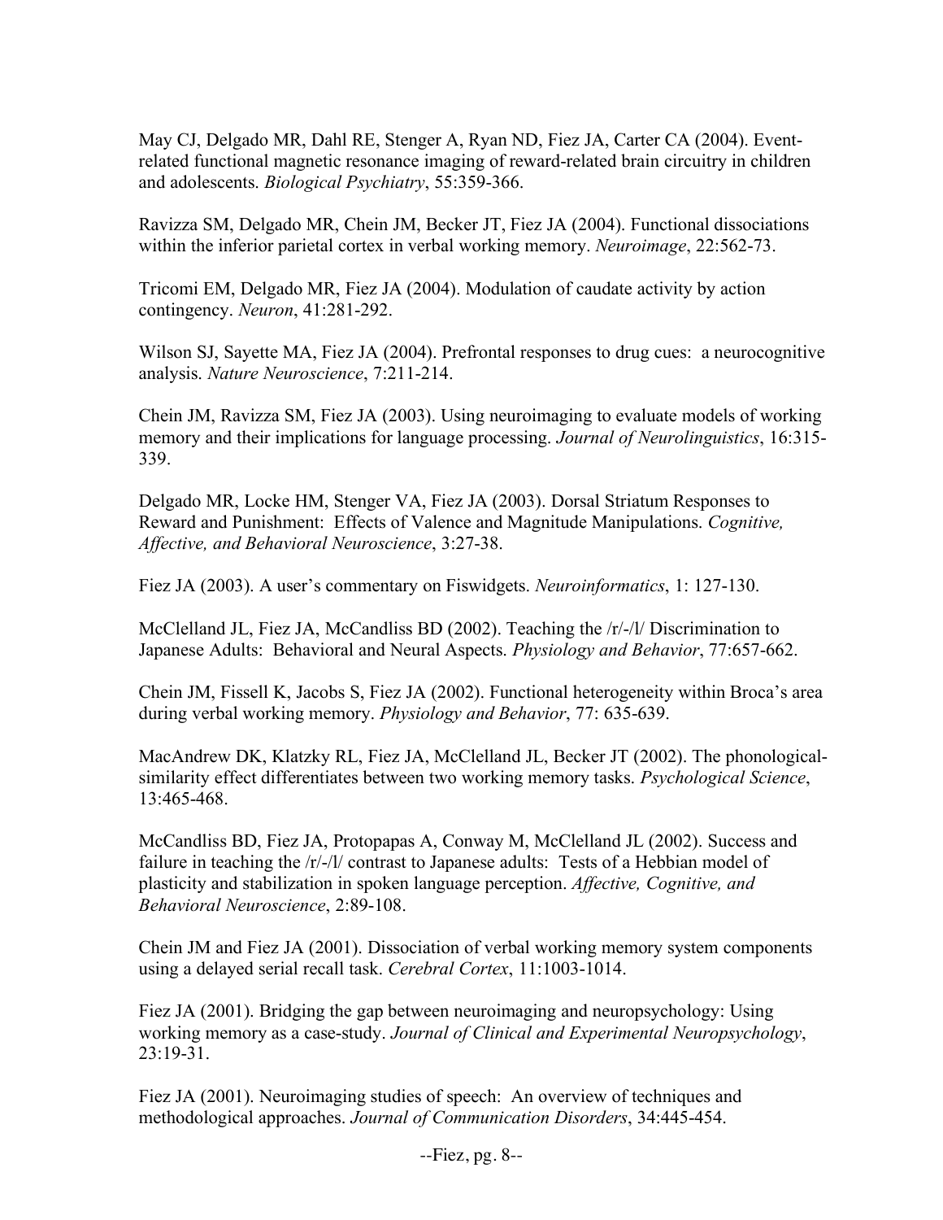May CJ, Delgado MR, Dahl RE, Stenger A, Ryan ND, Fiez JA, Carter CA (2004). Event-related functional magnetic resonance imaging of reward-related brain circuitry in children and adolescents. *Biological Psychiatry*, 55:359-366.

Ravizza SM, Delgado MR, Chein JM, Becker JT, Fiez JA (2004). Functional dissociations within the inferior parietal cortex in verbal working memory. *Neuroimage*, 22:562-73.

Tricomi EM, Delgado MR, Fiez JA (2004). Modulation of caudate activity by action contingency. *Neuron*, 41:281-292.

Wilson SJ, Sayette MA, Fiez JA (2004). Prefrontal responses to drug cues: a neurocognitive analysis. *Nature Neuroscience*, 7:211-214.

Chein JM, Ravizza SM, Fiez JA (2003). Using neuroimaging to evaluate models of working memory and their implications for language processing. *Journal of Neurolinguistics*, 16:315-339.

Delgado MR, Locke HM, Stenger VA, Fiez JA (2003). Dorsal Striatum Responses to Reward and Punishment: Effects of Valence and Magnitude Manipulations. *Cognitive, Affective, and Behavioral Neuroscience*, 3:27-38.

Fiez JA (2003). A user's commentary on Fiswidgets. *Neuroinformatics*, 1: 127-130.

McClelland JL, Fiez JA, McCandliss BD (2002). Teaching the /r/-/l/ Discrimination to Japanese Adults: Behavioral and Neural Aspects. *Physiology and Behavior*, 77:657-662.

Chein JM, Fissell K, Jacobs S, Fiez JA (2002). Functional heterogeneity within Broca's area during verbal working memory. *Physiology and Behavior*, 77: 635-639.

MacAndrew DK, Klatzky RL, Fiez JA, McClelland JL, Becker JT (2002). The phonological-similarity effect differentiates between two working memory tasks. *Psychological Science*, 13:465-468.

McCandliss BD, Fiez JA, Protopapas A, Conway M, McClelland JL (2002). Success and failure in teaching the /r/-/l/ contrast to Japanese adults: Tests of a Hebbian model of plasticity and stabilization in spoken language perception. *Affective, Cognitive, and Behavioral Neuroscience*, 2:89-108.

Chein JM and Fiez JA (2001). Dissociation of verbal working memory system components using a delayed serial recall task. *Cerebral Cortex*, 11:1003-1014.

Fiez JA (2001). Bridging the gap between neuroimaging and neuropsychology: Using working memory as a case-study. *Journal of Clinical and Experimental Neuropsychology*, 23:19-31.

Fiez JA (2001). Neuroimaging studies of speech: An overview of techniques and methodological approaches. *Journal of Communication Disorders*, 34:445-454.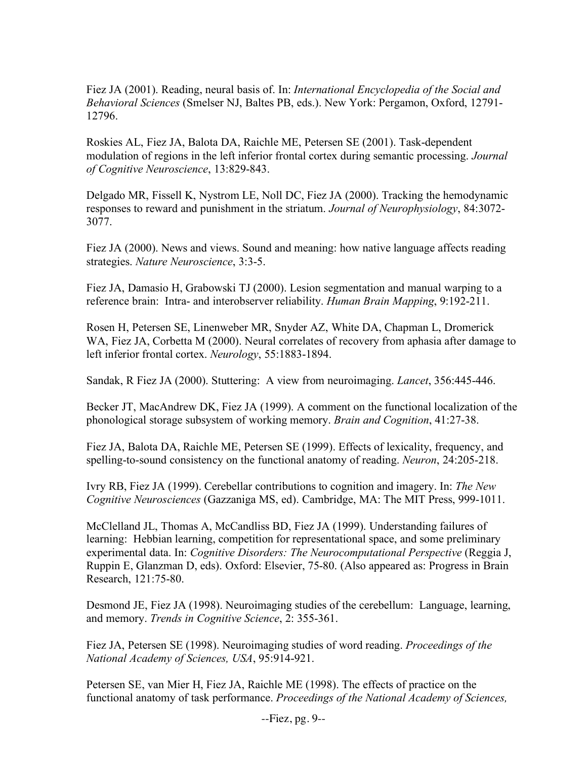Fiez JA (2001). Reading, neural basis of. In: *International Encyclopedia of the Social and Behavioral Sciences* (Smelser NJ, Baltes PB, eds.). New York: Pergamon, Oxford, 12791-12796.

Roskies AL, Fiez JA, Balota DA, Raichle ME, Petersen SE (2001). Task-dependent modulation of regions in the left inferior frontal cortex during semantic processing. *Journal of Cognitive Neuroscience*, 13:829-843.

Delgado MR, Fissell K, Nystrom LE, Noll DC, Fiez JA (2000). Tracking the hemodynamic responses to reward and punishment in the striatum. *Journal of Neurophysiology*, 84:3072-3077.

Fiez JA (2000). News and views. Sound and meaning: how native language affects reading strategies. *Nature Neuroscience*, 3:3-5.

Fiez JA, Damasio H, Grabowski TJ (2000). Lesion segmentation and manual warping to a reference brain: Intra- and interobserver reliability. *Human Brain Mapping*, 9:192-211.

Rosen H, Petersen SE, Linenweber MR, Snyder AZ, White DA, Chapman L, Dromerick WA, Fiez JA, Corbetta M (2000). Neural correlates of recovery from aphasia after damage to left inferior frontal cortex. *Neurology*, 55:1883-1894.

Sandak, R Fiez JA (2000). Stuttering: A view from neuroimaging. *Lancet*, 356:445-446.

Becker JT, MacAndrew DK, Fiez JA (1999). A comment on the functional localization of the phonological storage subsystem of working memory. *Brain and Cognition*, 41:27-38.

Fiez JA, Balota DA, Raichle ME, Petersen SE (1999). Effects of lexicality, frequency, and spelling-to-sound consistency on the functional anatomy of reading. *Neuron*, 24:205-218.

Ivry RB, Fiez JA (1999). Cerebellar contributions to cognition and imagery. In: *The New Cognitive Neurosciences* (Gazzaniga MS, ed). Cambridge, MA: The MIT Press, 999-1011.

McClelland JL, Thomas A, McCandliss BD, Fiez JA (1999). Understanding failures of learning: Hebbian learning, competition for representational space, and some preliminary experimental data. In: *Cognitive Disorders: The Neurocomputational Perspective* (Reggia J, Ruppin E, Glanzman D, eds). Oxford: Elsevier, 75-80. (Also appeared as: Progress in Brain Research, 121:75-80.

Desmond JE, Fiez JA (1998). Neuroimaging studies of the cerebellum: Language, learning, and memory. *Trends in Cognitive Science*, 2: 355-361.

Fiez JA, Petersen SE (1998). Neuroimaging studies of word reading. *Proceedings of the National Academy of Sciences, USA*, 95:914-921.

Petersen SE, van Mier H, Fiez JA, Raichle ME (1998). The effects of practice on the functional anatomy of task performance. *Proceedings of the National Academy of Sciences,*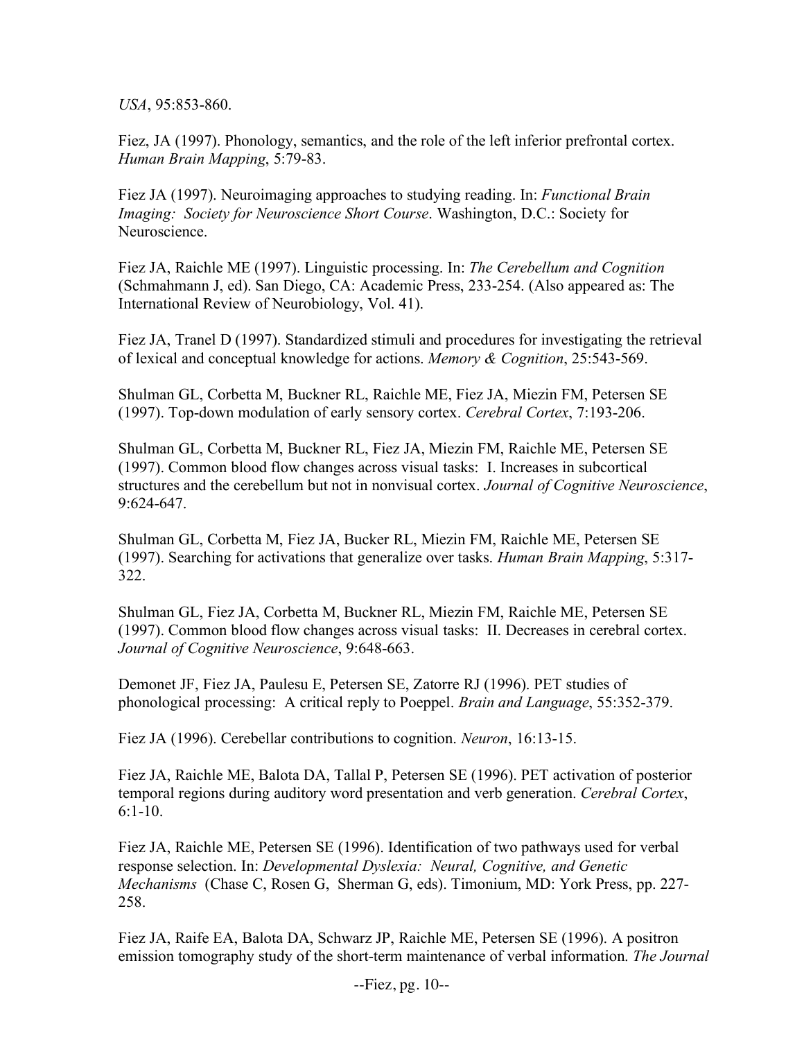*USA*, 95:853-860.

Fiez, JA (1997). Phonology, semantics, and the role of the left inferior prefrontal cortex. *Human Brain Mapping*, 5:79-83.

Fiez JA (1997). Neuroimaging approaches to studying reading. In: *Functional Brain Imaging: Society for Neuroscience Short Course*. Washington, D.C.: Society for Neuroscience.

Fiez JA, Raichle ME (1997). Linguistic processing. In: *The Cerebellum and Cognition* (Schmahmann J, ed). San Diego, CA: Academic Press, 233-254. (Also appeared as: The International Review of Neurobiology, Vol. 41).

Fiez JA, Tranel D (1997). Standardized stimuli and procedures for investigating the retrieval of lexical and conceptual knowledge for actions. *Memory & Cognition*, 25:543-569.

Shulman GL, Corbetta M, Buckner RL, Raichle ME, Fiez JA, Miezin FM, Petersen SE (1997). Top-down modulation of early sensory cortex. *Cerebral Cortex*, 7:193-206.

Shulman GL, Corbetta M, Buckner RL, Fiez JA, Miezin FM, Raichle ME, Petersen SE (1997). Common blood flow changes across visual tasks: I. Increases in subcortical structures and the cerebellum but not in nonvisual cortex. *Journal of Cognitive Neuroscience*, 9:624-647.

Shulman GL, Corbetta M, Fiez JA, Bucker RL, Miezin FM, Raichle ME, Petersen SE (1997). Searching for activations that generalize over tasks. *Human Brain Mapping*, 5:317-322.

Shulman GL, Fiez JA, Corbetta M, Buckner RL, Miezin FM, Raichle ME, Petersen SE (1997). Common blood flow changes across visual tasks: II. Decreases in cerebral cortex. *Journal of Cognitive Neuroscience*, 9:648-663.

Demonet JF, Fiez JA, Paulesu E, Petersen SE, Zatorre RJ (1996). PET studies of phonological processing: A critical reply to Poeppel. *Brain and Language*, 55:352-379.

Fiez JA (1996). Cerebellar contributions to cognition. *Neuron*, 16:13-15.

Fiez JA, Raichle ME, Balota DA, Tallal P, Petersen SE (1996). PET activation of posterior temporal regions during auditory word presentation and verb generation. *Cerebral Cortex*, 6:1-10.

Fiez JA, Raichle ME, Petersen SE (1996). Identification of two pathways used for verbal response selection. In: *Developmental Dyslexia: Neural, Cognitive, and Genetic Mechanisms* (Chase C, Rosen G, Sherman G, eds). Timonium, MD: York Press, pp. 227-258.

Fiez JA, Raife EA, Balota DA, Schwarz JP, Raichle ME, Petersen SE (1996). A positron emission tomography study of the short-term maintenance of verbal information. *The Journal*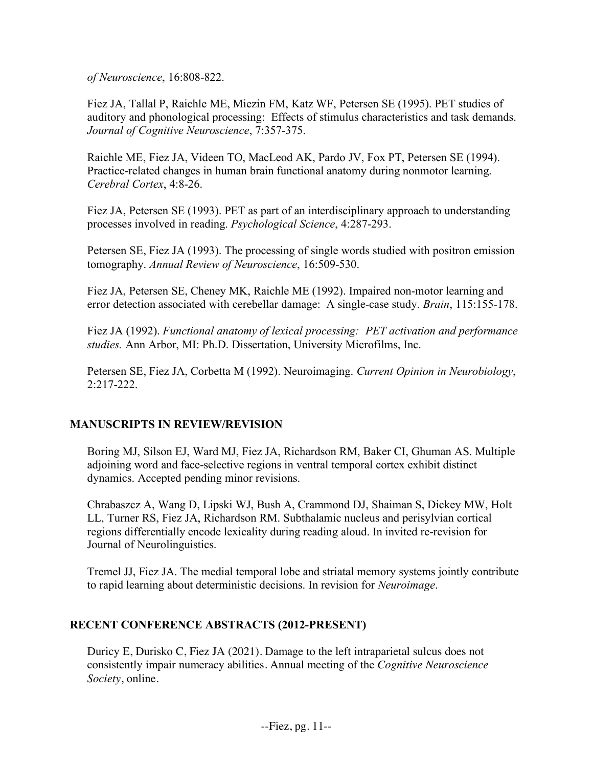*of Neuroscience*, 16:808-822.

Fiez JA, Tallal P, Raichle ME, Miezin FM, Katz WF, Petersen SE (1995). PET studies of auditory and phonological processing: Effects of stimulus characteristics and task demands. *Journal of Cognitive Neuroscience*, 7:357-375.

Raichle ME, Fiez JA, Videen TO, MacLeod AK, Pardo JV, Fox PT, Petersen SE (1994). Practice-related changes in human brain functional anatomy during nonmotor learning. *Cerebral Cortex*, 4:8-26.

Fiez JA, Petersen SE (1993). PET as part of an interdisciplinary approach to understanding processes involved in reading. *Psychological Science*, 4:287-293.

Petersen SE, Fiez JA (1993). The processing of single words studied with positron emission tomography. *Annual Review of Neuroscience*, 16:509-530.

Fiez JA, Petersen SE, Cheney MK, Raichle ME (1992). Impaired non-motor learning and error detection associated with cerebellar damage: A single-case study. *Brain*, 115:155-178.

Fiez JA (1992). *Functional anatomy of lexical processing: PET activation and performance studies.* Ann Arbor, MI: Ph.D. Dissertation, University Microfilms, Inc.

Petersen SE, Fiez JA, Corbetta M (1992). Neuroimaging. *Current Opinion in Neurobiology*, 2:217-222.

## MANUSCRIPTS IN REVIEW/REVISION

Boring MJ, Silson EJ, Ward MJ, Fiez JA, Richardson RM, Baker CI, Ghuman AS. Multiple adjoining word and face-selective regions in ventral temporal cortex exhibit distinct dynamics. Accepted pending minor revisions.

Chrabaszcz A, Wang D, Lipski WJ, Bush A, Crammond DJ, Shaiman S, Dickey MW, Holt LL, Turner RS, Fiez JA, Richardson RM. Subthalamic nucleus and perisylvian cortical regions differentially encode lexicality during reading aloud. In invited re-revision for Journal of Neurolinguistics.

Tremel JJ, Fiez JA. The medial temporal lobe and striatal memory systems jointly contribute to rapid learning about deterministic decisions. In revision for *Neuroimage*.

## RECENT CONFERENCE ABSTRACTS (2012-PRESENT)

Duricy E, Durisko C, Fiez JA (2021). Damage to the left intraparietal sulcus does not consistently impair numeracy abilities. Annual meeting of the *Cognitive Neuroscience Society*, online.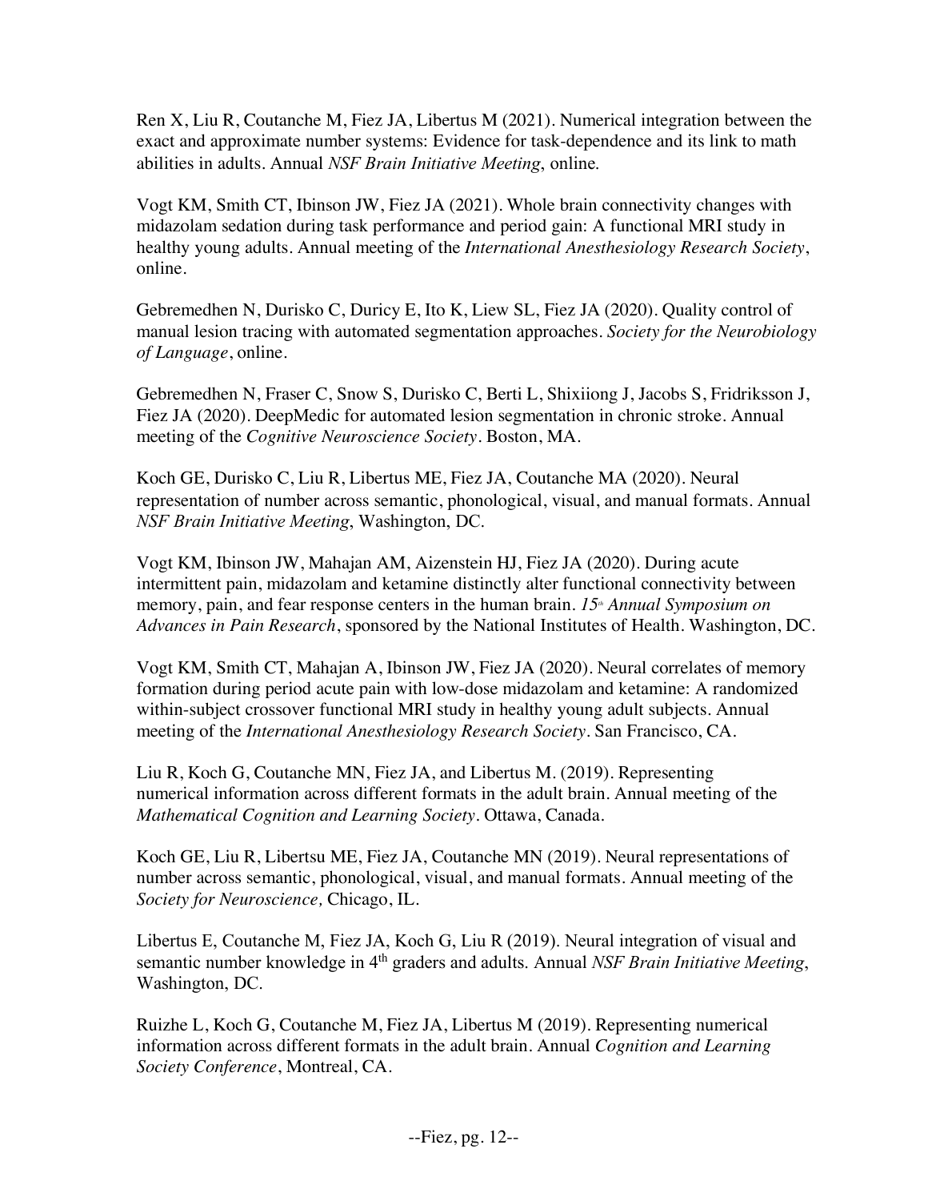Ren X, Liu R, Coutanche M, Fiez JA, Libertus M (2021). Numerical integration between the exact and approximate number systems: Evidence for task-dependence and its link to math abilities in adults. Annual *NSF Brain Initiative Meeting*, online.

Vogt KM, Smith CT, Ibinson JW, Fiez JA (2021). Whole brain connectivity changes with midazolam sedation during task performance and period gain: A functional MRI study in healthy young adults. Annual meeting of the *International Anesthesiology Research Society*, online.

Gebremedhen N, Durisko C, Duricy E, Ito K, Liew SL, Fiez JA (2020). Quality control of manual lesion tracing with automated segmentation approaches. *Society for the Neurobiology of Language*, online.

Gebremedhen N, Fraser C, Snow S, Durisko C, Berti L, Shixiiong J, Jacobs S, Fridriksson J, Fiez JA (2020). DeepMedic for automated lesion segmentation in chronic stroke. Annual meeting of the *Cognitive Neuroscience Society*. Boston, MA.

Koch GE, Durisko C, Liu R, Libertus ME, Fiez JA, Coutanche MA (2020). Neural representation of number across semantic, phonological, visual, and manual formats. Annual *NSF Brain Initiative Meeting*, Washington, DC.

Vogt KM, Ibinson JW, Mahajan AM, Aizenstein HJ, Fiez JA (2020). During acute intermittent pain, midazolam and ketamine distinctly alter functional connectivity between memory, pain, and fear response centers in the human brain. *15th Annual Symposium on Advances in Pain Research*, sponsored by the National Institutes of Health. Washington, DC.

Vogt KM, Smith CT, Mahajan A, Ibinson JW, Fiez JA (2020). Neural correlates of memory formation during period acute pain with low-dose midazolam and ketamine: A randomized within-subject crossover functional MRI study in healthy young adult subjects. Annual meeting of the *International Anesthesiology Research Society*. San Francisco, CA.

Liu R, Koch G, Coutanche MN, Fiez JA, and Libertus M. (2019). Representing numerical information across different formats in the adult brain. Annual meeting of the *Mathematical Cognition and Learning Society*. Ottawa, Canada.

Koch GE, Liu R, Libertsu ME, Fiez JA, Coutanche MN (2019). Neural representations of number across semantic, phonological, visual, and manual formats. Annual meeting of the *Society for Neuroscience,* Chicago, IL.

Libertus E, Coutanche M, Fiez JA, Koch G, Liu R (2019). Neural integration of visual and semantic number knowledge in 4th graders and adults. Annual *NSF Brain Initiative Meeting*, Washington, DC.

Ruizhe L, Koch G, Coutanche M, Fiez JA, Libertus M (2019). Representing numerical information across different formats in the adult brain. Annual *Cognition and Learning Society Conference*, Montreal, CA.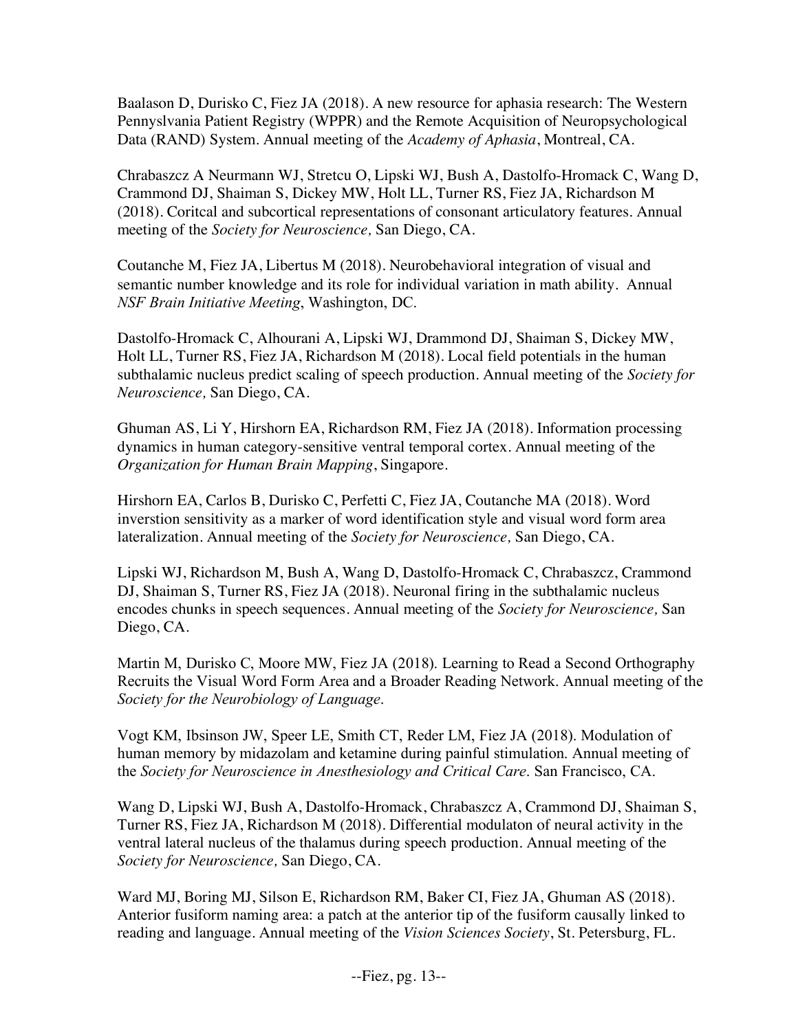Baalason D, Durisko C, Fiez JA (2018). A new resource for aphasia research: The Western Pennyslvania Patient Registry (WPPR) and the Remote Acquisition of Neuropsychological Data (RAND) System. Annual meeting of the *Academy of Aphasia*, Montreal, CA.

Chrabaszcz A Neurmann WJ, Stretcu O, Lipski WJ, Bush A, Dastolfo-Hromack C, Wang D, Crammond DJ, Shaiman S, Dickey MW, Holt LL, Turner RS, Fiez JA, Richardson M (2018). Coritcal and subcortical representations of consonant articulatory features. Annual meeting of the *Society for Neuroscience,* San Diego, CA.

Coutanche M, Fiez JA, Libertus M (2018). Neurobehavioral integration of visual and semantic number knowledge and its role for individual variation in math ability. Annual *NSF Brain Initiative Meeting*, Washington, DC.

Dastolfo-Hromack C, Alhourani A, Lipski WJ, Drammond DJ, Shaiman S, Dickey MW, Holt LL, Turner RS, Fiez JA, Richardson M (2018). Local field potentials in the human subthalamic nucleus predict scaling of speech production. Annual meeting of the *Society for Neuroscience,* San Diego, CA.

Ghuman AS, Li Y, Hirshorn EA, Richardson RM, Fiez JA (2018). Information processing dynamics in human category-sensitive ventral temporal cortex. Annual meeting of the *Organization for Human Brain Mapping*, Singapore.

Hirshorn EA, Carlos B, Durisko C, Perfetti C, Fiez JA, Coutanche MA (2018). Word inverstion sensitivity as a marker of word identification style and visual word form area lateralization. Annual meeting of the *Society for Neuroscience,* San Diego, CA.

Lipski WJ, Richardson M, Bush A, Wang D, Dastolfo-Hromack C, Chrabaszcz, Crammond DJ, Shaiman S, Turner RS, Fiez JA (2018). Neuronal firing in the subthalamic nucleus encodes chunks in speech sequences. Annual meeting of the *Society for Neuroscience,* San Diego, CA.

Martin M, Durisko C, Moore MW, Fiez JA (2018). Learning to Read a Second Orthography Recruits the Visual Word Form Area and a Broader Reading Network. Annual meeting of the *Society for the Neurobiology of Language.*

Vogt KM, Ibsinson JW, Speer LE, Smith CT, Reder LM, Fiez JA (2018). Modulation of human memory by midazolam and ketamine during painful stimulation. Annual meeting of the *Society for Neuroscience in Anesthesiology and Critical Care.* San Francisco, CA.

Wang D, Lipski WJ, Bush A, Dastolfo-Hromack, Chrabaszcz A, Crammond DJ, Shaiman S, Turner RS, Fiez JA, Richardson M (2018). Differential modulaton of neural activity in the ventral lateral nucleus of the thalamus during speech production. Annual meeting of the *Society for Neuroscience,* San Diego, CA.

Ward MJ, Boring MJ, Silson E, Richardson RM, Baker CI, Fiez JA, Ghuman AS (2018). Anterior fusiform naming area: a patch at the anterior tip of the fusiform causally linked to reading and language. Annual meeting of the *Vision Sciences Society*, St. Petersburg, FL.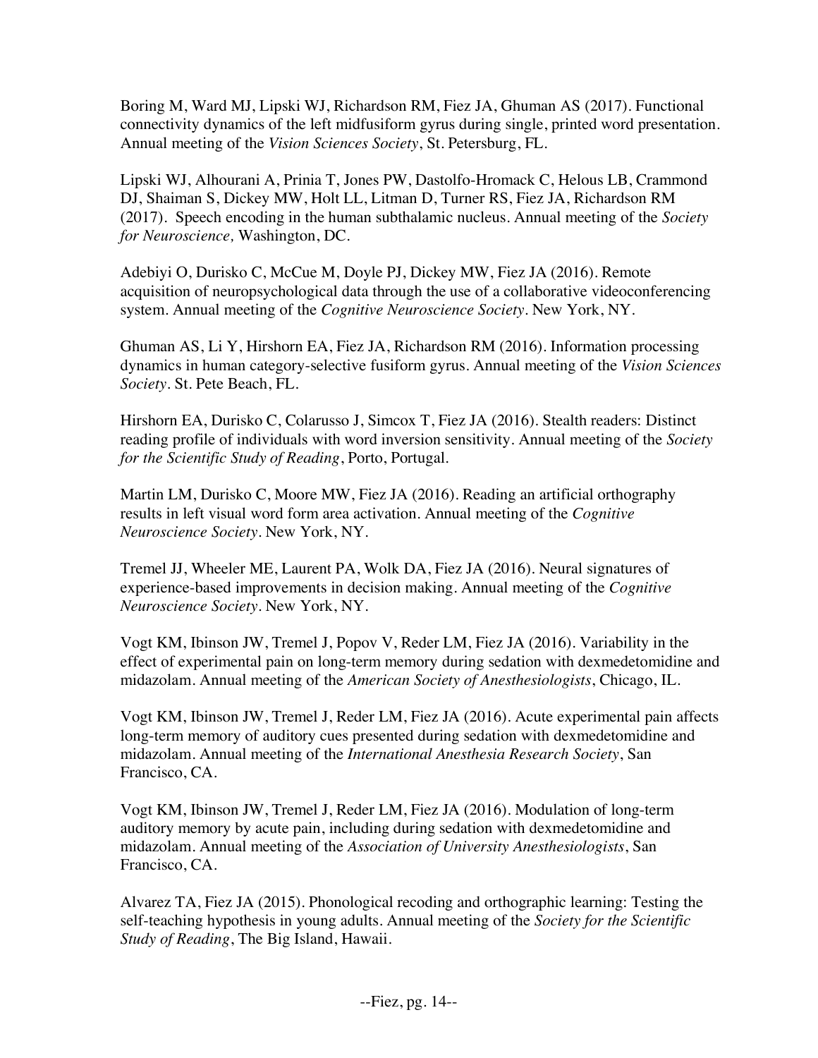Boring M, Ward MJ, Lipski WJ, Richardson RM, Fiez JA, Ghuman AS (2017). Functional connectivity dynamics of the left midfusiform gyrus during single, printed word presentation. Annual meeting of the *Vision Sciences Society*, St. Petersburg, FL.

Lipski WJ, Alhourani A, Prinia T, Jones PW, Dastolfo-Hromack C, Helous LB, Crammond DJ, Shaiman S, Dickey MW, Holt LL, Litman D, Turner RS, Fiez JA, Richardson RM (2017). Speech encoding in the human subthalamic nucleus. Annual meeting of the *Society for Neuroscience,* Washington, DC.

Adebiyi O, Durisko C, McCue M, Doyle PJ, Dickey MW, Fiez JA (2016). Remote acquisition of neuropsychological data through the use of a collaborative videoconferencing system. Annual meeting of the *Cognitive Neuroscience Society*. New York, NY.

Ghuman AS, Li Y, Hirshorn EA, Fiez JA, Richardson RM (2016). Information processing dynamics in human category-selective fusiform gyrus. Annual meeting of the *Vision Sciences Society*. St. Pete Beach, FL.

Hirshorn EA, Durisko C, Colarusso J, Simcox T, Fiez JA (2016). Stealth readers: Distinct reading profile of individuals with word inversion sensitivity. Annual meeting of the *Society for the Scientific Study of Reading*, Porto, Portugal.

Martin LM, Durisko C, Moore MW, Fiez JA (2016). Reading an artificial orthography results in left visual word form area activation. Annual meeting of the *Cognitive Neuroscience Society*. New York, NY.

Tremel JJ, Wheeler ME, Laurent PA, Wolk DA, Fiez JA (2016). Neural signatures of experience-based improvements in decision making. Annual meeting of the *Cognitive Neuroscience Society*. New York, NY.

Vogt KM, Ibinson JW, Tremel J, Popov V, Reder LM, Fiez JA (2016). Variability in the effect of experimental pain on long-term memory during sedation with dexmedetomidine and midazolam. Annual meeting of the *American Society of Anesthesiologists*, Chicago, IL.

Vogt KM, Ibinson JW, Tremel J, Reder LM, Fiez JA (2016). Acute experimental pain affects long-term memory of auditory cues presented during sedation with dexmedetomidine and midazolam. Annual meeting of the *International Anesthesia Research Society*, San Francisco, CA.

Vogt KM, Ibinson JW, Tremel J, Reder LM, Fiez JA (2016). Modulation of long-term auditory memory by acute pain, including during sedation with dexmedetomidine and midazolam. Annual meeting of the *Association of University Anesthesiologists*, San Francisco, CA.

Alvarez TA, Fiez JA (2015). Phonological recoding and orthographic learning: Testing the self-teaching hypothesis in young adults. Annual meeting of the *Society for the Scientific Study of Reading*, The Big Island, Hawaii.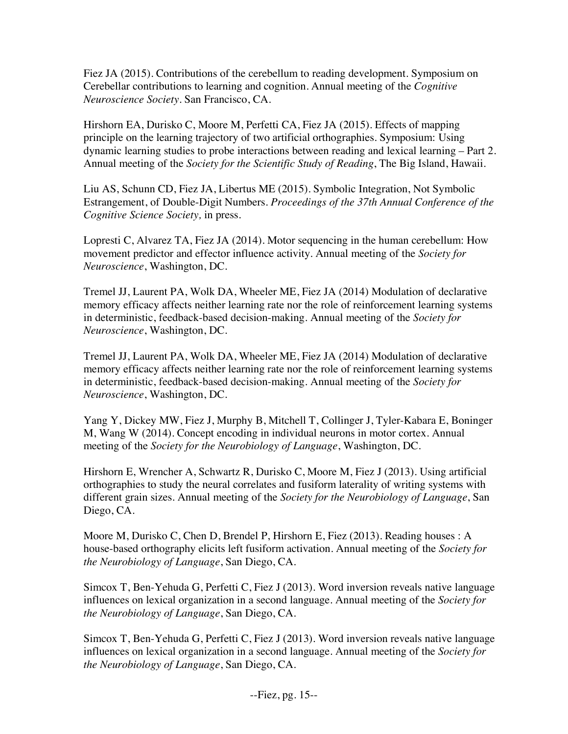Fiez JA (2015). Contributions of the cerebellum to reading development. Symposium on Cerebellar contributions to learning and cognition. Annual meeting of the *Cognitive Neuroscience Society*. San Francisco, CA.

Hirshorn EA, Durisko C, Moore M, Perfetti CA, Fiez JA (2015). Effects of mapping principle on the learning trajectory of two artificial orthographies. Symposium: Using dynamic learning studies to probe interactions between reading and lexical learning – Part 2. Annual meeting of the *Society for the Scientific Study of Reading*, The Big Island, Hawaii.

Liu AS, Schunn CD, Fiez JA, Libertus ME (2015). Symbolic Integration, Not Symbolic Estrangement, of Double-Digit Numbers. *Proceedings of the 37th Annual Conference of the Cognitive Science Society,* in press.

Lopresti C, Alvarez TA, Fiez JA (2014). Motor sequencing in the human cerebellum: How movement predictor and effector influence activity. Annual meeting of the *Society for Neuroscience*, Washington, DC.

Tremel JJ, Laurent PA, Wolk DA, Wheeler ME, Fiez JA (2014) Modulation of declarative memory efficacy affects neither learning rate nor the role of reinforcement learning systems in deterministic, feedback-based decision-making. Annual meeting of the *Society for Neuroscience*, Washington, DC.

Tremel JJ, Laurent PA, Wolk DA, Wheeler ME, Fiez JA (2014) Modulation of declarative memory efficacy affects neither learning rate nor the role of reinforcement learning systems in deterministic, feedback-based decision-making. Annual meeting of the *Society for Neuroscience*, Washington, DC.

Yang Y, Dickey MW, Fiez J, Murphy B, Mitchell T, Collinger J, Tyler-Kabara E, Boninger M, Wang W (2014). Concept encoding in individual neurons in motor cortex. Annual meeting of the *Society for the Neurobiology of Language*, Washington, DC.

Hirshorn E, Wrencher A, Schwartz R, Durisko C, Moore M, Fiez J (2013). Using artificial orthographies to study the neural correlates and fusiform laterality of writing systems with different grain sizes. Annual meeting of the *Society for the Neurobiology of Language*, San Diego, CA.

Moore M, Durisko C, Chen D, Brendel P, Hirshorn E, Fiez (2013). Reading houses : A house-based orthography elicits left fusiform activation. Annual meeting of the *Society for the Neurobiology of Language*, San Diego, CA.

Simcox T, Ben-Yehuda G, Perfetti C, Fiez J (2013). Word inversion reveals native language influences on lexical organization in a second language. Annual meeting of the *Society for the Neurobiology of Language*, San Diego, CA.

Simcox T, Ben-Yehuda G, Perfetti C, Fiez J (2013). Word inversion reveals native language influences on lexical organization in a second language. Annual meeting of the *Society for the Neurobiology of Language*, San Diego, CA.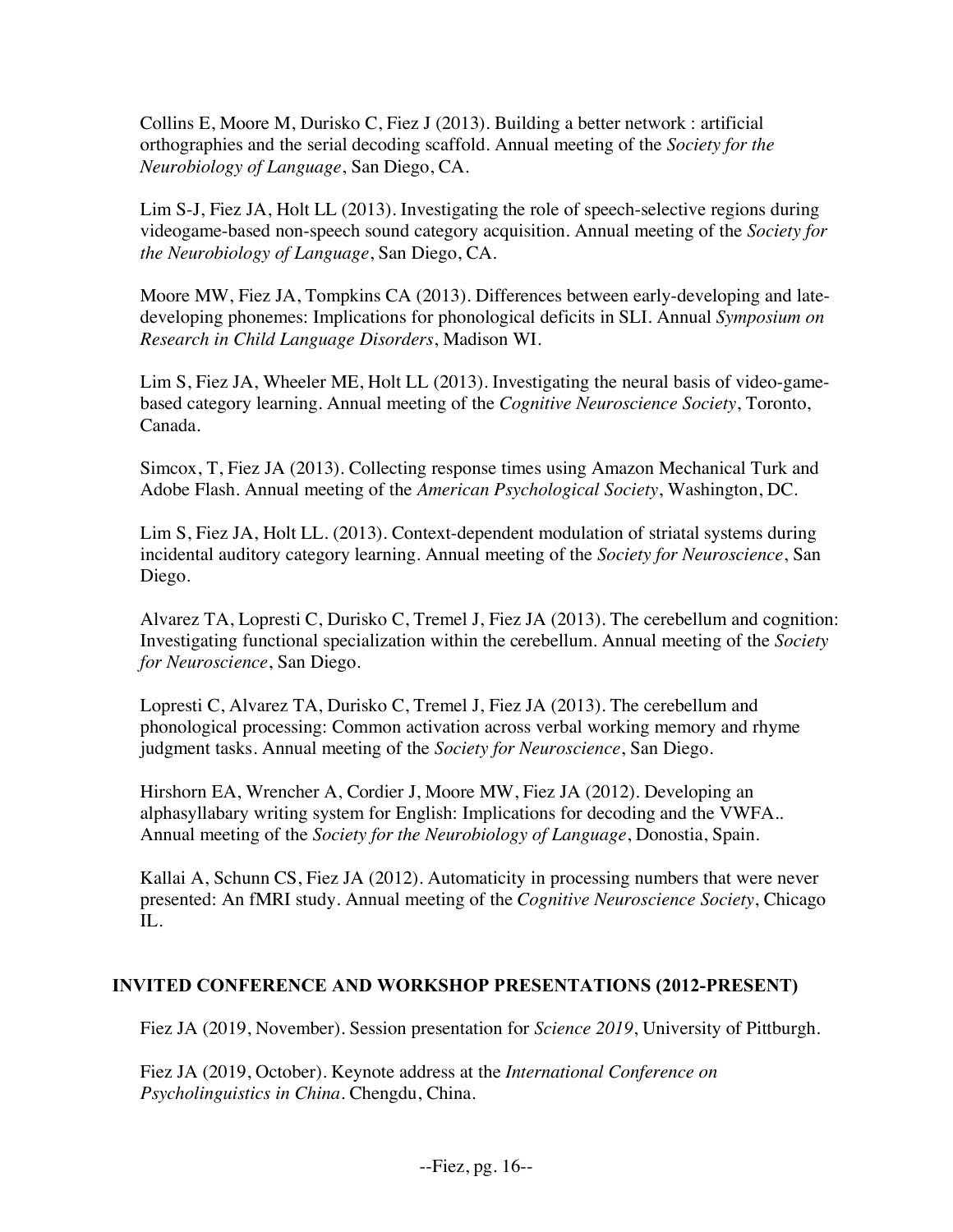Collins E, Moore M, Durisko C, Fiez J (2013). Building a better network : artificial orthographies and the serial decoding scaffold. Annual meeting of the *Society for the Neurobiology of Language*, San Diego, CA.

Lim S-J, Fiez JA, Holt LL (2013). Investigating the role of speech-selective regions during videogame-based non-speech sound category acquisition. Annual meeting of the *Society for the Neurobiology of Language*, San Diego, CA.

Moore MW, Fiez JA, Tompkins CA (2013). Differences between early-developing and late-developing phonemes: Implications for phonological deficits in SLI. Annual *Symposium on Research in Child Language Disorders*, Madison WI.

Lim S, Fiez JA, Wheeler ME, Holt LL (2013). Investigating the neural basis of video-game-based category learning. Annual meeting of the *Cognitive Neuroscience Society*, Toronto, Canada.

Simcox, T, Fiez JA (2013). Collecting response times using Amazon Mechanical Turk and Adobe Flash. Annual meeting of the *American Psychological Society*, Washington, DC.

Lim S, Fiez JA, Holt LL. (2013). Context-dependent modulation of striatal systems during incidental auditory category learning. Annual meeting of the *Society for Neuroscience*, San Diego.

Alvarez TA, Lopresti C, Durisko C, Tremel J, Fiez JA (2013). The cerebellum and cognition: Investigating functional specialization within the cerebellum. Annual meeting of the *Society for Neuroscience*, San Diego.

Lopresti C, Alvarez TA, Durisko C, Tremel J, Fiez JA (2013). The cerebellum and phonological processing: Common activation across verbal working memory and rhyme judgment tasks. Annual meeting of the *Society for Neuroscience*, San Diego.

Hirshorn EA, Wrencher A, Cordier J, Moore MW, Fiez JA (2012). Developing an alphasyllabary writing system for English: Implications for decoding and the VWFA.. Annual meeting of the *Society for the Neurobiology of Language*, Donostia, Spain.

Kallai A, Schunn CS, Fiez JA (2012). Automaticity in processing numbers that were never presented: An fMRI study. Annual meeting of the *Cognitive Neuroscience Society*, Chicago IL.

## INVITED CONFERENCE AND WORKSHOP PRESENTATIONS (2012-PRESENT)

Fiez JA (2019, November). Session presentation for *Science 2019*, University of Pittsburgh.

Fiez JA (2019, October). Keynote address at the *International Conference on Psycholinguistics in China*. Chengdu, China.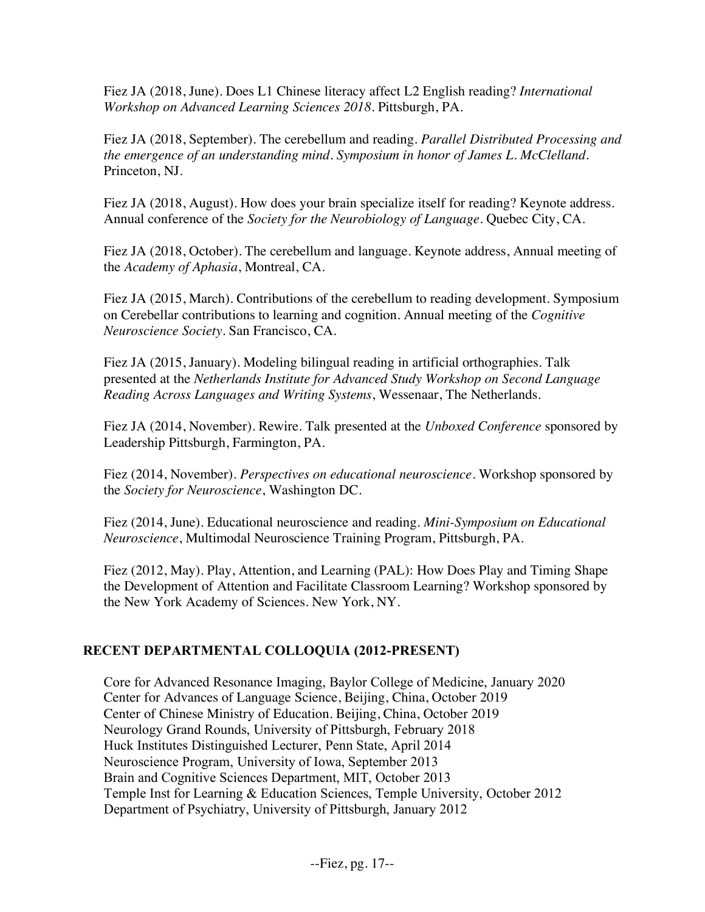Fiez JA (2018, June). Does L1 Chinese literacy affect L2 English reading? *International Workshop on Advanced Learning Sciences 2018*. Pittsburgh, PA.

Fiez JA (2018, September). The cerebellum and reading. *Parallel Distributed Processing and the emergence of an understanding mind. Symposium in honor of James L. McClelland*. Princeton, NJ.

Fiez JA (2018, August). How does your brain specialize itself for reading? Keynote address. Annual conference of the *Society for the Neurobiology of Language*. Quebec City, CA.

Fiez JA (2018, October). The cerebellum and language. Keynote address, Annual meeting of the *Academy of Aphasia*, Montreal, CA.

Fiez JA (2015, March). Contributions of the cerebellum to reading development. Symposium on Cerebellar contributions to learning and cognition. Annual meeting of the *Cognitive Neuroscience Society*. San Francisco, CA.

Fiez JA (2015, January). Modeling bilingual reading in artificial orthographies. Talk presented at the *Netherlands Institute for Advanced Study Workshop on Second Language Reading Across Languages and Writing Systems*, Wessenaar, The Netherlands.

Fiez JA (2014, November). Rewire. Talk presented at the *Unboxed Conference* sponsored by Leadership Pittsburgh, Farmington, PA.

Fiez (2014, November). *Perspectives on educational neuroscience*. Workshop sponsored by the *Society for Neuroscience*, Washington DC.

Fiez (2014, June). Educational neuroscience and reading. *Mini-Symposium on Educational Neuroscience*, Multimodal Neuroscience Training Program, Pittsburgh, PA.

Fiez (2012, May). Play, Attention, and Learning (PAL): How Does Play and Timing Shape the Development of Attention and Facilitate Classroom Learning? Workshop sponsored by the New York Academy of Sciences. New York, NY.

## RECENT DEPARTMENTAL COLLOQUIA (2012-PRESENT)

Core for Advanced Resonance Imaging, Baylor College of Medicine, January 2020
Center for Advances of Language Science, Beijing, China, October 2019
Center of Chinese Ministry of Education. Beijing, China, October 2019
Neurology Grand Rounds, University of Pittsburgh, February 2018
Huck Institutes Distinguished Lecturer, Penn State, April 2014
Neuroscience Program, University of Iowa, September 2013
Brain and Cognitive Sciences Department, MIT, October 2013
Temple Inst for Learning & Education Sciences, Temple University, October 2012
Department of Psychiatry, University of Pittsburgh, January 2012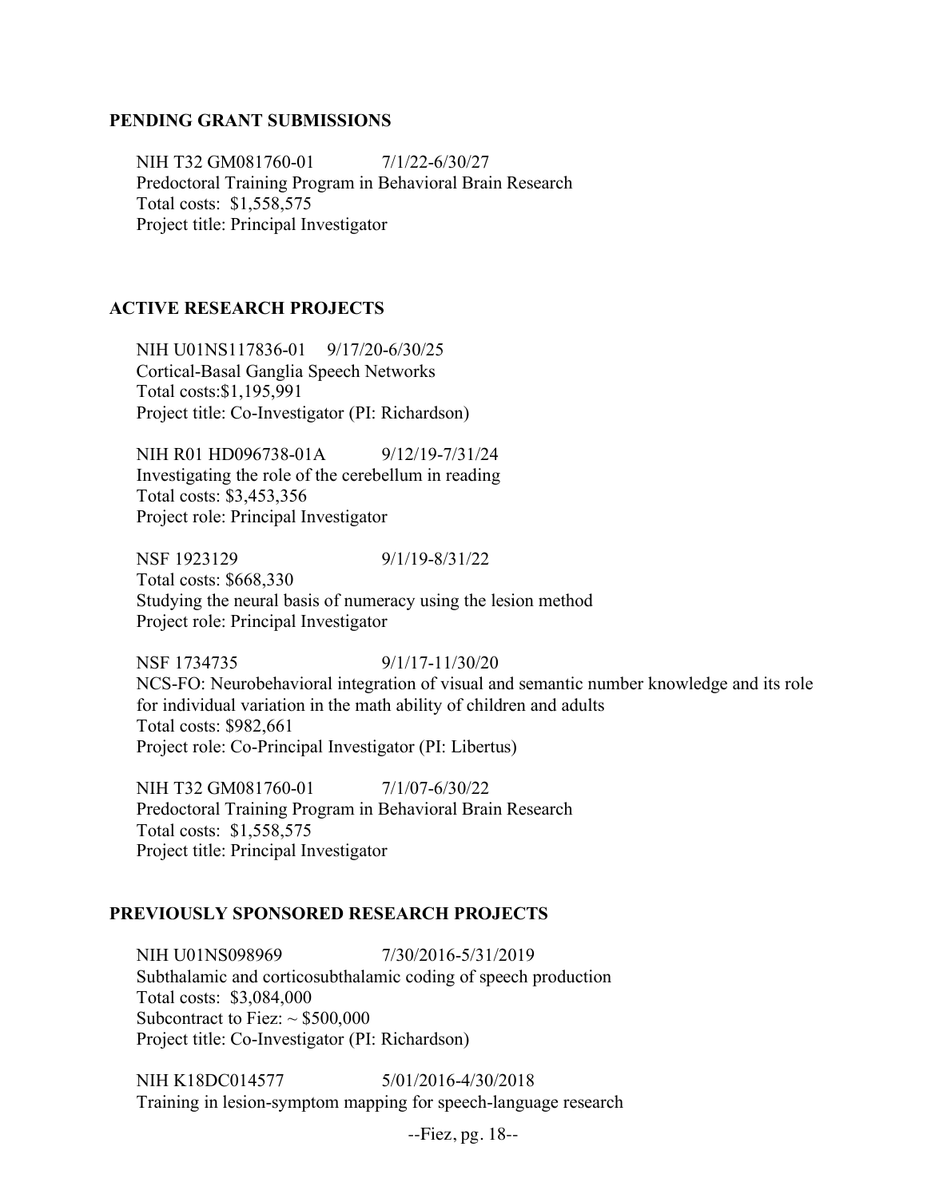## PENDING GRANT SUBMISSIONS

NIH T32 GM081760-01 7/1/22-6/30/27
Predoctoral Training Program in Behavioral Brain Research
Total costs: $1,558,575
Project title: Principal Investigator

## ACTIVE RESEARCH PROJECTS

NIH U01NS117836-01 9/17/20-6/30/25
Cortical-Basal Ganglia Speech Networks
Total costs:$1,195,991
Project title: Co-Investigator (PI: Richardson)

NIH R01 HD096738-01A 9/12/19-7/31/24
Investigating the role of the cerebellum in reading
Total costs: $3,453,356
Project role: Principal Investigator

NSF 1923129 9/1/19-8/31/22
Total costs: $668,330
Studying the neural basis of numeracy using the lesion method
Project role: Principal Investigator

NSF 1734735 9/1/17-11/30/20
NCS-FO: Neurobehavioral integration of visual and semantic number knowledge and its role for individual variation in the math ability of children and adults
Total costs: $982,661
Project role: Co-Principal Investigator (PI: Libertus)

NIH T32 GM081760-01 7/1/07-6/30/22
Predoctoral Training Program in Behavioral Brain Research
Total costs: $1,558,575
Project title: Principal Investigator

## PREVIOUSLY SPONSORED RESEARCH PROJECTS

NIH U01NS098969 7/30/2016-5/31/2019
Subthalamic and corticosubthalamic coding of speech production
Total costs: $3,084,000
Subcontract to Fiez: ~ $500,000
Project title: Co-Investigator (PI: Richardson)

NIH K18DC014577 5/01/2016-4/30/2018
Training in lesion-symptom mapping for speech-language research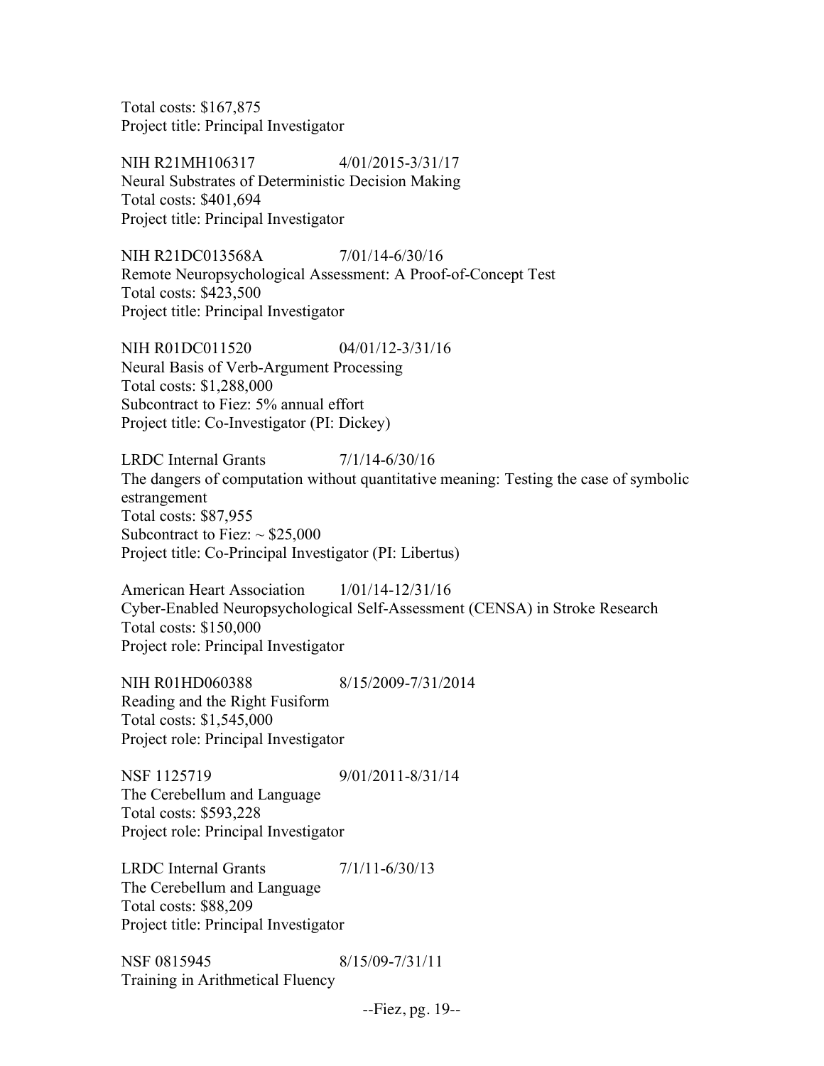Total costs: $167,875
Project title: Principal Investigator

NIH R21MH106317 4/01/2015-3/31/17
Neural Substrates of Deterministic Decision Making
Total costs: $401,694
Project title: Principal Investigator

NIH R21DC013568A 7/01/14-6/30/16
Remote Neuropsychological Assessment: A Proof-of-Concept Test
Total costs: $423,500
Project title: Principal Investigator

NIH R01DC011520 04/01/12-3/31/16
Neural Basis of Verb-Argument Processing
Total costs: $1,288,000
Subcontract to Fiez: 5% annual effort
Project title: Co-Investigator (PI: Dickey)

LRDC Internal Grants 7/1/14-6/30/16
The dangers of computation without quantitative meaning: Testing the case of symbolic estrangement
Total costs: $87,955
Subcontract to Fiez: ~ $25,000
Project title: Co-Principal Investigator (PI: Libertus)

American Heart Association 1/01/14-12/31/16
Cyber-Enabled Neuropsychological Self-Assessment (CENSA) in Stroke Research
Total costs: $150,000
Project role: Principal Investigator

NIH R01HD060388 8/15/2009-7/31/2014
Reading and the Right Fusiform
Total costs: $1,545,000
Project role: Principal Investigator

NSF 1125719 9/01/2011-8/31/14
The Cerebellum and Language
Total costs: $593,228
Project role: Principal Investigator

LRDC Internal Grants 7/1/11-6/30/13
The Cerebellum and Language
Total costs: $88,209
Project title: Principal Investigator

NSF 0815945 8/15/09-7/31/11
Training in Arithmetical Fluency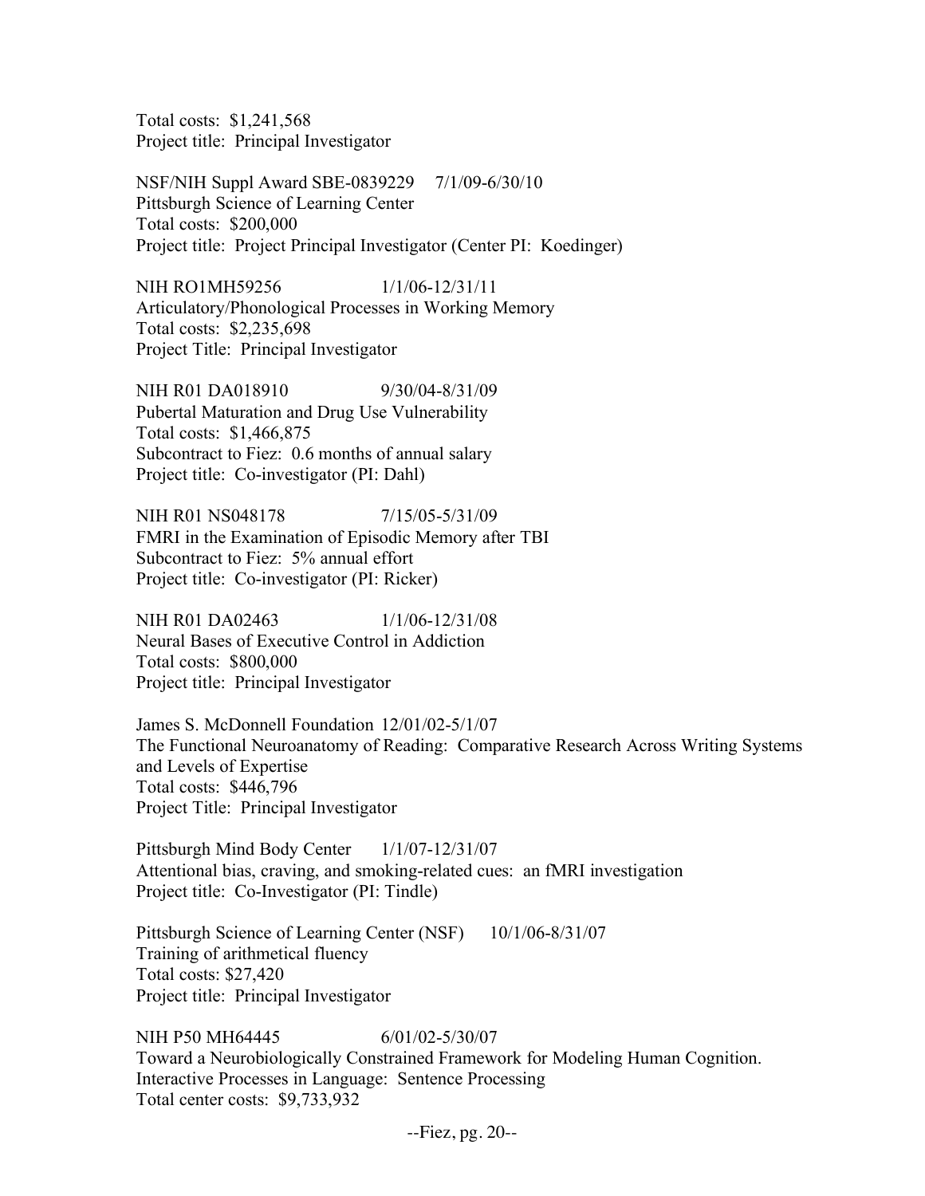Total costs: $1,241,568
Project title: Principal Investigator

NSF/NIH Suppl Award SBE-0839229 7/1/09-6/30/10
Pittsburgh Science of Learning Center
Total costs: $200,000
Project title: Project Principal Investigator (Center PI: Koedinger)

NIH RO1MH59256 1/1/06-12/31/11
Articulatory/Phonological Processes in Working Memory
Total costs: $2,235,698
Project Title: Principal Investigator

NIH R01 DA018910 9/30/04-8/31/09
Pubertal Maturation and Drug Use Vulnerability
Total costs: $1,466,875
Subcontract to Fiez: 0.6 months of annual salary
Project title: Co-investigator (PI: Dahl)

NIH R01 NS048178 7/15/05-5/31/09
FMRI in the Examination of Episodic Memory after TBI
Subcontract to Fiez: 5% annual effort
Project title: Co-investigator (PI: Ricker)

NIH R01 DA02463 1/1/06-12/31/08
Neural Bases of Executive Control in Addiction
Total costs: $800,000
Project title: Principal Investigator

James S. McDonnell Foundation 12/01/02-5/1/07
The Functional Neuroanatomy of Reading: Comparative Research Across Writing Systems and Levels of Expertise
Total costs: $446,796
Project Title: Principal Investigator

Pittsburgh Mind Body Center 1/1/07-12/31/07
Attentional bias, craving, and smoking-related cues: an fMRI investigation
Project title: Co-Investigator (PI: Tindle)

Pittsburgh Science of Learning Center (NSF) 10/1/06-8/31/07
Training of arithmetical fluency
Total costs: $27,420
Project title: Principal Investigator

NIH P50 MH64445 6/01/02-5/30/07
Toward a Neurobiologically Constrained Framework for Modeling Human Cognition.
Interactive Processes in Language: Sentence Processing
Total center costs: $9,733,932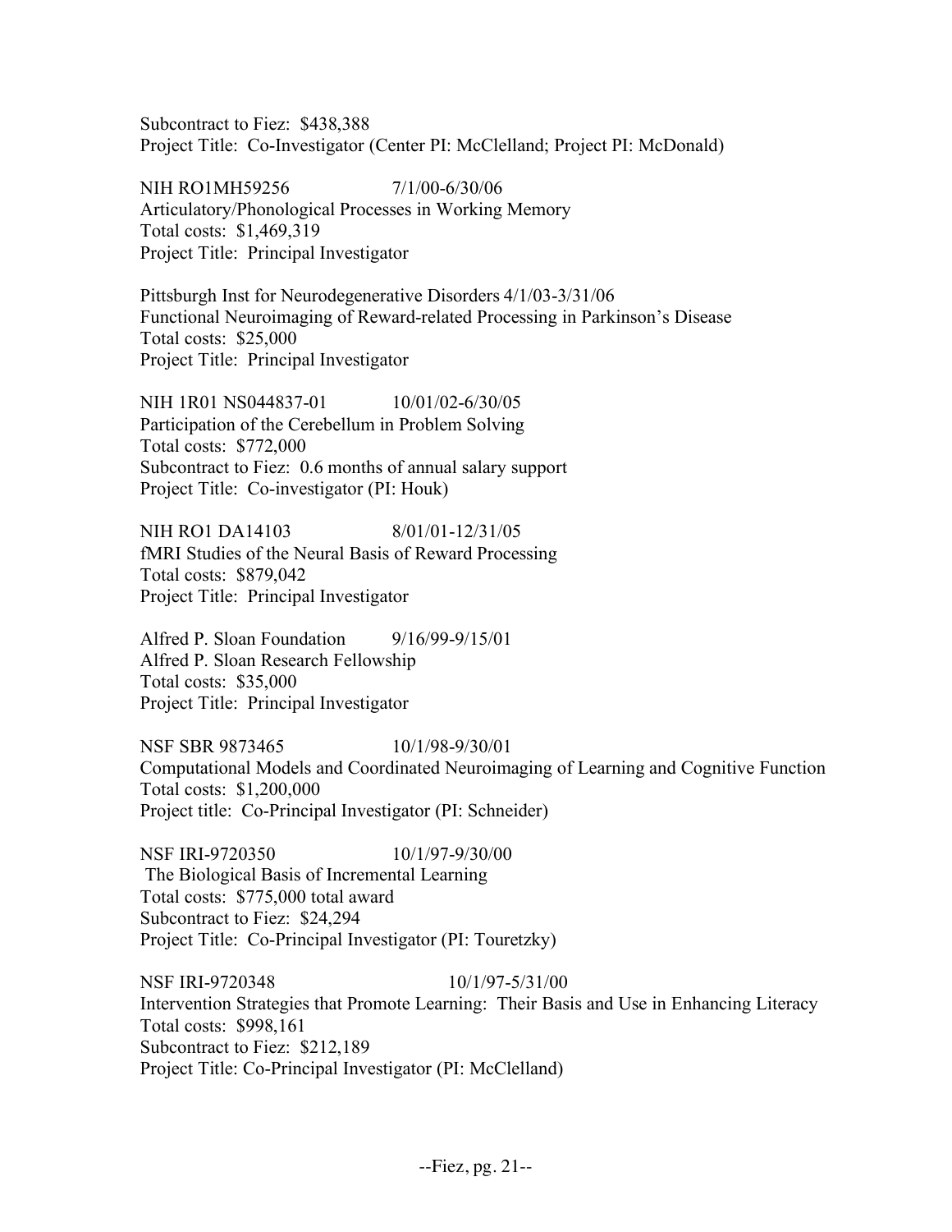Subcontract to Fiez: $438,388
Project Title: Co-Investigator (Center PI: McClelland; Project PI: McDonald)

NIH RO1MH59256 7/1/00-6/30/06
Articulatory/Phonological Processes in Working Memory
Total costs: $1,469,319
Project Title: Principal Investigator

Pittsburgh Inst for Neurodegenerative Disorders 4/1/03-3/31/06
Functional Neuroimaging of Reward-related Processing in Parkinson's Disease
Total costs: $25,000
Project Title: Principal Investigator

NIH 1R01 NS044837-01 10/01/02-6/30/05
Participation of the Cerebellum in Problem Solving
Total costs: $772,000
Subcontract to Fiez: 0.6 months of annual salary support
Project Title: Co-investigator (PI: Houk)

NIH RO1 DA14103 8/01/01-12/31/05
fMRI Studies of the Neural Basis of Reward Processing
Total costs: $879,042
Project Title: Principal Investigator

Alfred P. Sloan Foundation 9/16/99-9/15/01
Alfred P. Sloan Research Fellowship
Total costs: $35,000
Project Title: Principal Investigator

NSF SBR 9873465 10/1/98-9/30/01
Computational Models and Coordinated Neuroimaging of Learning and Cognitive Function
Total costs: $1,200,000
Project title: Co-Principal Investigator (PI: Schneider)

NSF IRI-9720350 10/1/97-9/30/00
The Biological Basis of Incremental Learning
Total costs: $775,000 total award
Subcontract to Fiez: $24,294
Project Title: Co-Principal Investigator (PI: Touretzky)

NSF IRI-9720348 10/1/97-5/31/00
Intervention Strategies that Promote Learning: Their Basis and Use in Enhancing Literacy
Total costs: $998,161
Subcontract to Fiez: $212,189
Project Title: Co-Principal Investigator (PI: McClelland)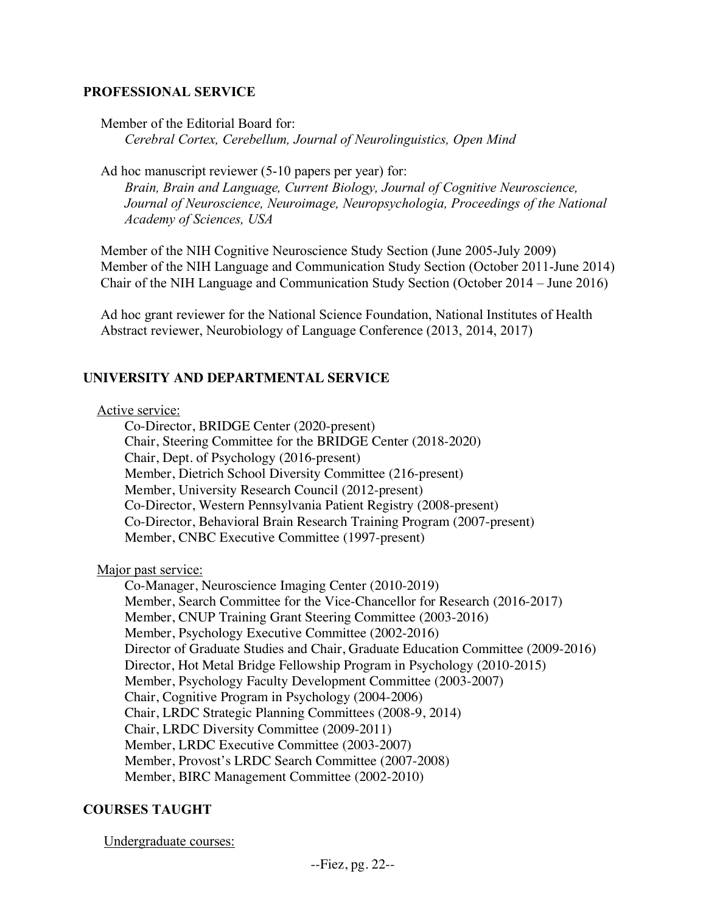## PROFESSIONAL SERVICE

Member of the Editorial Board for:
*Cerebral Cortex, Cerebellum, Journal of Neurolinguistics, Open Mind*

Ad hoc manuscript reviewer (5-10 papers per year) for:
*Brain, Brain and Language, Current Biology, Journal of Cognitive Neuroscience, Journal of Neuroscience, Neuroimage, Neuropsychologia, Proceedings of the National Academy of Sciences, USA*

Member of the NIH Cognitive Neuroscience Study Section (June 2005-July 2009)
Member of the NIH Language and Communication Study Section (October 2011-June 2014)
Chair of the NIH Language and Communication Study Section (October 2014 – June 2016)

Ad hoc grant reviewer for the National Science Foundation, National Institutes of Health
Abstract reviewer, Neurobiology of Language Conference (2013, 2014, 2017)

## UNIVERSITY AND DEPARTMENTAL SERVICE

Active service:

- Co-Director, BRIDGE Center (2020-present)
- Chair, Steering Committee for the BRIDGE Center (2018-2020)
- Chair, Dept. of Psychology (2016-present)
- Member, Dietrich School Diversity Committee (216-present)
- Member, University Research Council (2012-present)
- Co-Director, Western Pennsylvania Patient Registry (2008-present)
- Co-Director, Behavioral Brain Research Training Program (2007-present)
- Member, CNBC Executive Committee (1997-present)

Major past service:

- Co-Manager, Neuroscience Imaging Center (2010-2019)
- Member, Search Committee for the Vice-Chancellor for Research (2016-2017)
- Member, CNUP Training Grant Steering Committee (2003-2016)
- Member, Psychology Executive Committee (2002-2016)
- Director of Graduate Studies and Chair, Graduate Education Committee (2009-2016)
- Director, Hot Metal Bridge Fellowship Program in Psychology (2010-2015)
- Member, Psychology Faculty Development Committee (2003-2007)
- Chair, Cognitive Program in Psychology (2004-2006)
- Chair, LRDC Strategic Planning Committees (2008-9, 2014)
- Chair, LRDC Diversity Committee (2009-2011)
- Member, LRDC Executive Committee (2003-2007)
- Member, Provost's LRDC Search Committee (2007-2008)
- Member, BIRC Management Committee (2002-2010)

## COURSES TAUGHT

Undergraduate courses: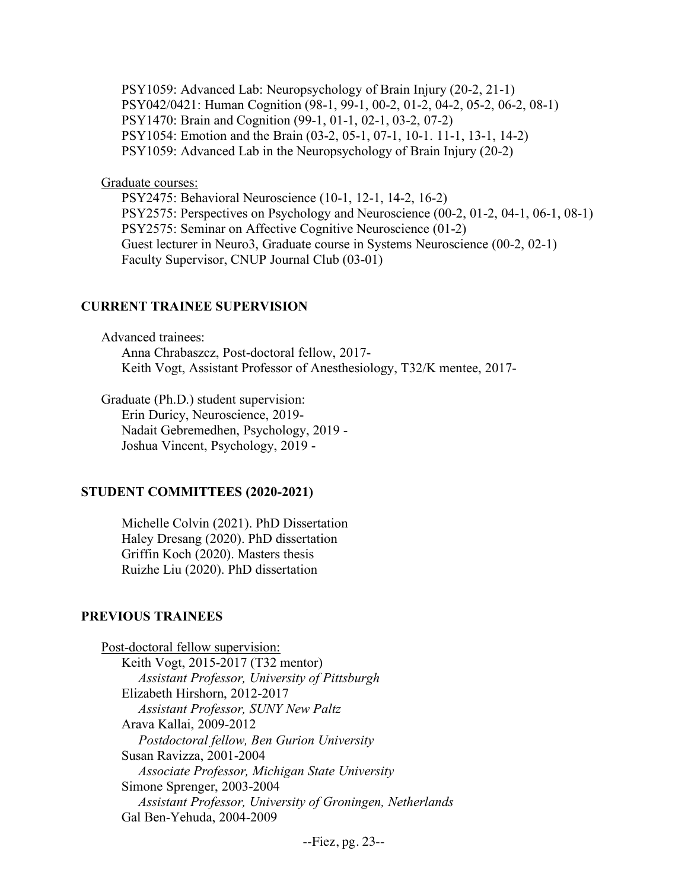PSY1059: Advanced Lab: Neuropsychology of Brain Injury (20-2, 21-1)
PSY042/0421: Human Cognition (98-1, 99-1, 00-2, 01-2, 04-2, 05-2, 06-2, 08-1)
PSY1470: Brain and Cognition (99-1, 01-1, 02-1, 03-2, 07-2)
PSY1054: Emotion and the Brain (03-2, 05-1, 07-1, 10-1. 11-1, 13-1, 14-2)
PSY1059: Advanced Lab in the Neuropsychology of Brain Injury (20-2)

Graduate courses:

PSY2475: Behavioral Neuroscience (10-1, 12-1, 14-2, 16-2)
PSY2575: Perspectives on Psychology and Neuroscience (00-2, 01-2, 04-1, 06-1, 08-1)
PSY2575: Seminar on Affective Cognitive Neuroscience (01-2)
Guest lecturer in Neuro3, Graduate course in Systems Neuroscience (00-2, 02-1)
Faculty Supervisor, CNUP Journal Club (03-01)

## CURRENT TRAINEE SUPERVISION

Advanced trainees:

Anna Chrabaszcz, Post-doctoral fellow, 2017-
Keith Vogt, Assistant Professor of Anesthesiology, T32/K mentee, 2017-

Graduate (Ph.D.) student supervision:

Erin Duricy, Neuroscience, 2019-
Nadait Gebremedhen, Psychology, 2019 -
Joshua Vincent, Psychology, 2019 -

## STUDENT COMMITTEES (2020-2021)

Michelle Colvin (2021). PhD Dissertation
Haley Dresang (2020). PhD dissertation
Griffin Koch (2020). Masters thesis
Ruizhe Liu (2020). PhD dissertation

## PREVIOUS TRAINEES

Post-doctoral fellow supervision:

Keith Vogt, 2015-2017 (T32 mentor)
*Assistant Professor, University of Pittsburgh*
Elizabeth Hirshorn, 2012-2017
*Assistant Professor, SUNY New Paltz*
Arava Kallai, 2009-2012
*Postdoctoral fellow, Ben Gurion University*
Susan Ravizza, 2001-2004
*Associate Professor, Michigan State University*
Simone Sprenger, 2003-2004
*Assistant Professor, University of Groningen, Netherlands*
Gal Ben-Yehuda, 2004-2009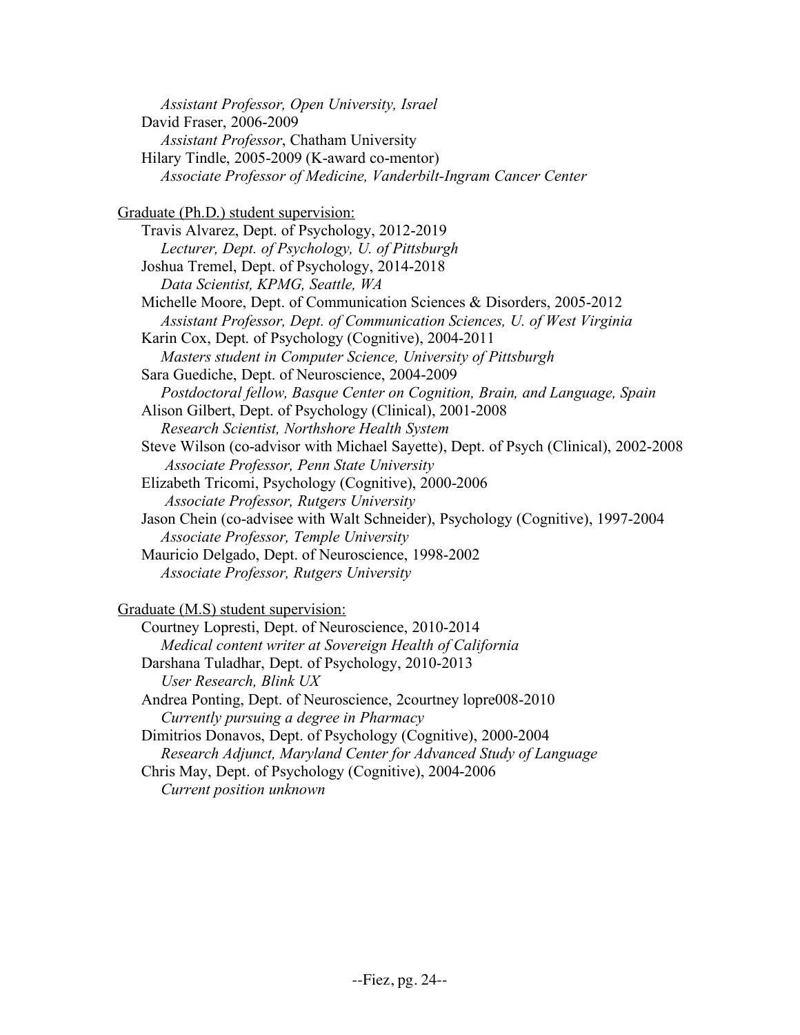*Assistant Professor, Open University, Israel*
David Fraser, 2006-2009
*Assistant Professor*, Chatham University
Hilary Tindle, 2005-2009 (K-award co-mentor)
*Associate Professor of Medicine, Vanderbilt-Ingram Cancer Center*

Graduate (Ph.D.) student supervision:

Travis Alvarez, Dept. of Psychology, 2012-2019
*Lecturer, Dept. of Psychology, U. of Pittsburgh*
Joshua Tremel, Dept. of Psychology, 2014-2018
*Data Scientist, KPMG, Seattle, WA*
Michelle Moore, Dept. of Communication Sciences & Disorders, 2005-2012
*Assistant Professor, Dept. of Communication Sciences, U. of West Virginia*
Karin Cox, Dept. of Psychology (Cognitive), 2004-2011
*Masters student in Computer Science, University of Pittsburgh*
Sara Guediche, Dept. of Neuroscience, 2004-2009
*Postdoctoral fellow, Basque Center on Cognition, Brain, and Language, Spain*
Alison Gilbert, Dept. of Psychology (Clinical), 2001-2008
*Research Scientist, Northshore Health System*
Steve Wilson (co-advisor with Michael Sayette), Dept. of Psych (Clinical), 2002-2008
*Associate Professor, Penn State University*
Elizabeth Tricomi, Psychology (Cognitive), 2000-2006
*Associate Professor, Rutgers University*
Jason Chein (co-advisee with Walt Schneider), Psychology (Cognitive), 1997-2004
*Associate Professor, Temple University*
Mauricio Delgado, Dept. of Neuroscience, 1998-2002
*Associate Professor, Rutgers University*

Graduate (M.S) student supervision:

Courtney Lopresti, Dept. of Neuroscience, 2010-2014
*Medical content writer at Sovereign Health of California*
Darshana Tuladhar, Dept. of Psychology, 2010-2013
*User Research, Blink UX*
Andrea Ponting, Dept. of Neuroscience, 2courtney lopre008-2010
*Currently pursuing a degree in Pharmacy*
Dimitrios Donavos, Dept. of Psychology (Cognitive), 2000-2004
*Research Adjunct, Maryland Center for Advanced Study of Language*
Chris May, Dept. of Psychology (Cognitive), 2004-2006
*Current position unknown*